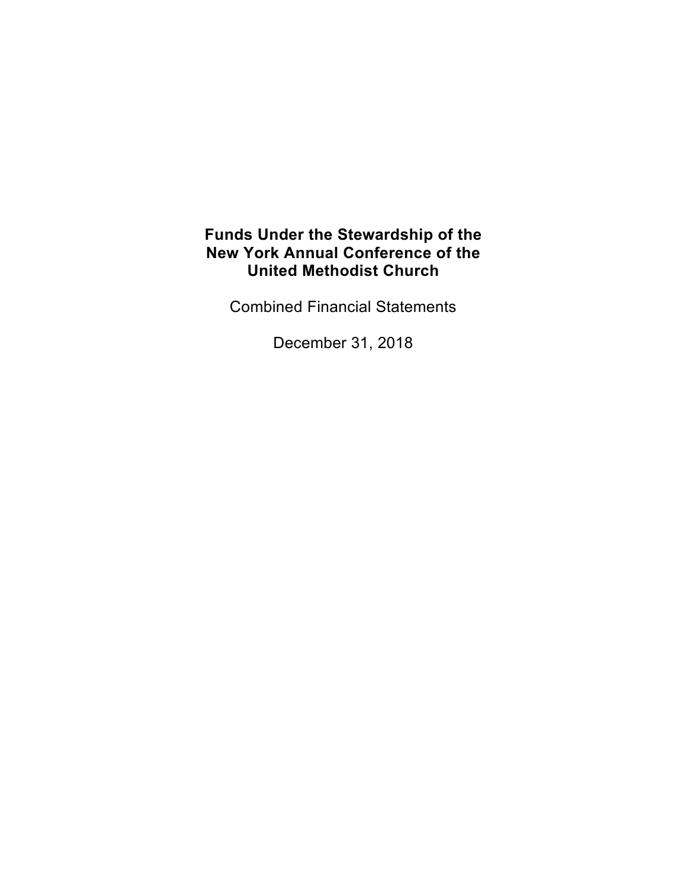# Funds Under the Stewardship of the New York Annual Conference of the United Methodist Church

Combined Financial Statements

December 31, 2018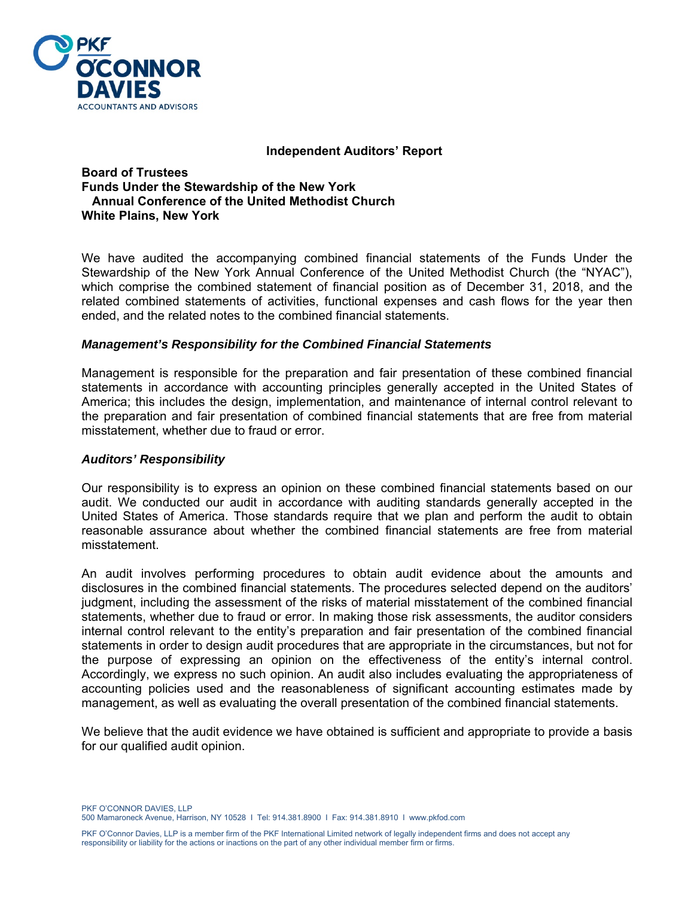## Independent Auditors' Report

**Board of Trustees**
**Funds Under the Stewardship of the New York**
**Annual Conference of the United Methodist Church**
**White Plains, New York**

We have audited the accompanying combined financial statements of the Funds Under the Stewardship of the New York Annual Conference of the United Methodist Church (the "NYAC"), which comprise the combined statement of financial position as of December 31, 2018, and the related combined statements of activities, functional expenses and cash flows for the year then ended, and the related notes to the combined financial statements.

### *Management's Responsibility for the Combined Financial Statements*

Management is responsible for the preparation and fair presentation of these combined financial statements in accordance with accounting principles generally accepted in the United States of America; this includes the design, implementation, and maintenance of internal control relevant to the preparation and fair presentation of combined financial statements that are free from material misstatement, whether due to fraud or error.

### *Auditors' Responsibility*

Our responsibility is to express an opinion on these combined financial statements based on our audit. We conducted our audit in accordance with auditing standards generally accepted in the United States of America. Those standards require that we plan and perform the audit to obtain reasonable assurance about whether the combined financial statements are free from material misstatement.

An audit involves performing procedures to obtain audit evidence about the amounts and disclosures in the combined financial statements. The procedures selected depend on the auditors' judgment, including the assessment of the risks of material misstatement of the combined financial statements, whether due to fraud or error. In making those risk assessments, the auditor considers internal control relevant to the entity's preparation and fair presentation of the combined financial statements in order to design audit procedures that are appropriate in the circumstances, but not for the purpose of expressing an opinion on the effectiveness of the entity's internal control. Accordingly, we express no such opinion. An audit also includes evaluating the appropriateness of accounting policies used and the reasonableness of significant accounting estimates made by management, as well as evaluating the overall presentation of the combined financial statements.

We believe that the audit evidence we have obtained is sufficient and appropriate to provide a basis for our qualified audit opinion.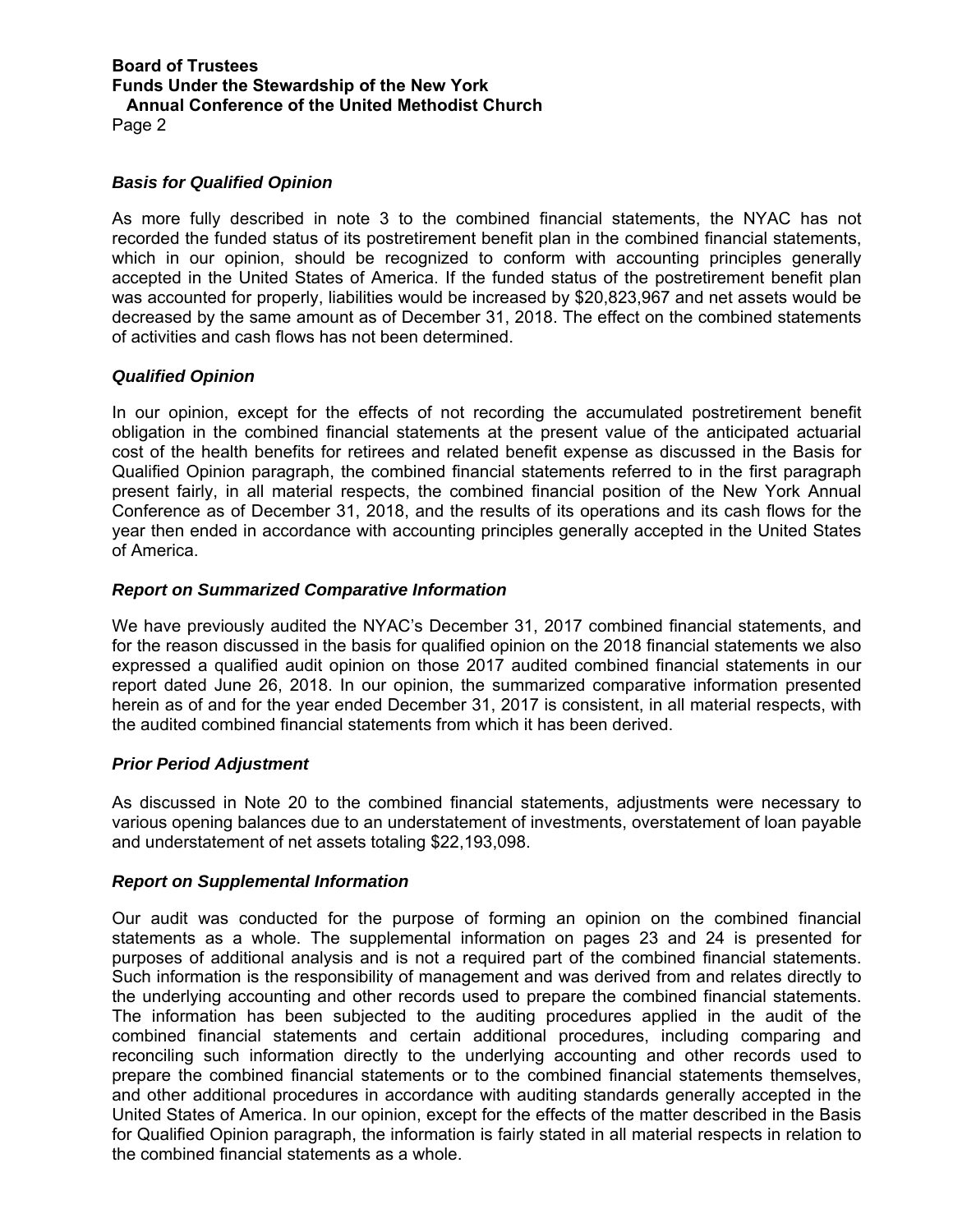### *Basis for Qualified Opinion*

As more fully described in note 3 to the combined financial statements, the NYAC has not recorded the funded status of its postretirement benefit plan in the combined financial statements, which in our opinion, should be recognized to conform with accounting principles generally accepted in the United States of America. If the funded status of the postretirement benefit plan was accounted for properly, liabilities would be increased by $20,823,967 and net assets would be decreased by the same amount as of December 31, 2018. The effect on the combined statements of activities and cash flows has not been determined.

### *Qualified Opinion*

In our opinion, except for the effects of not recording the accumulated postretirement benefit obligation in the combined financial statements at the present value of the anticipated actuarial cost of the health benefits for retirees and related benefit expense as discussed in the Basis for Qualified Opinion paragraph, the combined financial statements referred to in the first paragraph present fairly, in all material respects, the combined financial position of the New York Annual Conference as of December 31, 2018, and the results of its operations and its cash flows for the year then ended in accordance with accounting principles generally accepted in the United States of America.

### *Report on Summarized Comparative Information*

We have previously audited the NYAC's December 31, 2017 combined financial statements, and for the reason discussed in the basis for qualified opinion on the 2018 financial statements we also expressed a qualified audit opinion on those 2017 audited combined financial statements in our report dated June 26, 2018. In our opinion, the summarized comparative information presented herein as of and for the year ended December 31, 2017 is consistent, in all material respects, with the audited combined financial statements from which it has been derived.

### *Prior Period Adjustment*

As discussed in Note 20 to the combined financial statements, adjustments were necessary to various opening balances due to an understatement of investments, overstatement of loan payable and understatement of net assets totaling $22,193,098.

### *Report on Supplemental Information*

Our audit was conducted for the purpose of forming an opinion on the combined financial statements as a whole. The supplemental information on pages 23 and 24 is presented for purposes of additional analysis and is not a required part of the combined financial statements. Such information is the responsibility of management and was derived from and relates directly to the underlying accounting and other records used to prepare the combined financial statements. The information has been subjected to the auditing procedures applied in the audit of the combined financial statements and certain additional procedures, including comparing and reconciling such information directly to the underlying accounting and other records used to prepare the combined financial statements or to the combined financial statements themselves, and other additional procedures in accordance with auditing standards generally accepted in the United States of America. In our opinion, except for the effects of the matter described in the Basis for Qualified Opinion paragraph, the information is fairly stated in all material respects in relation to the combined financial statements as a whole.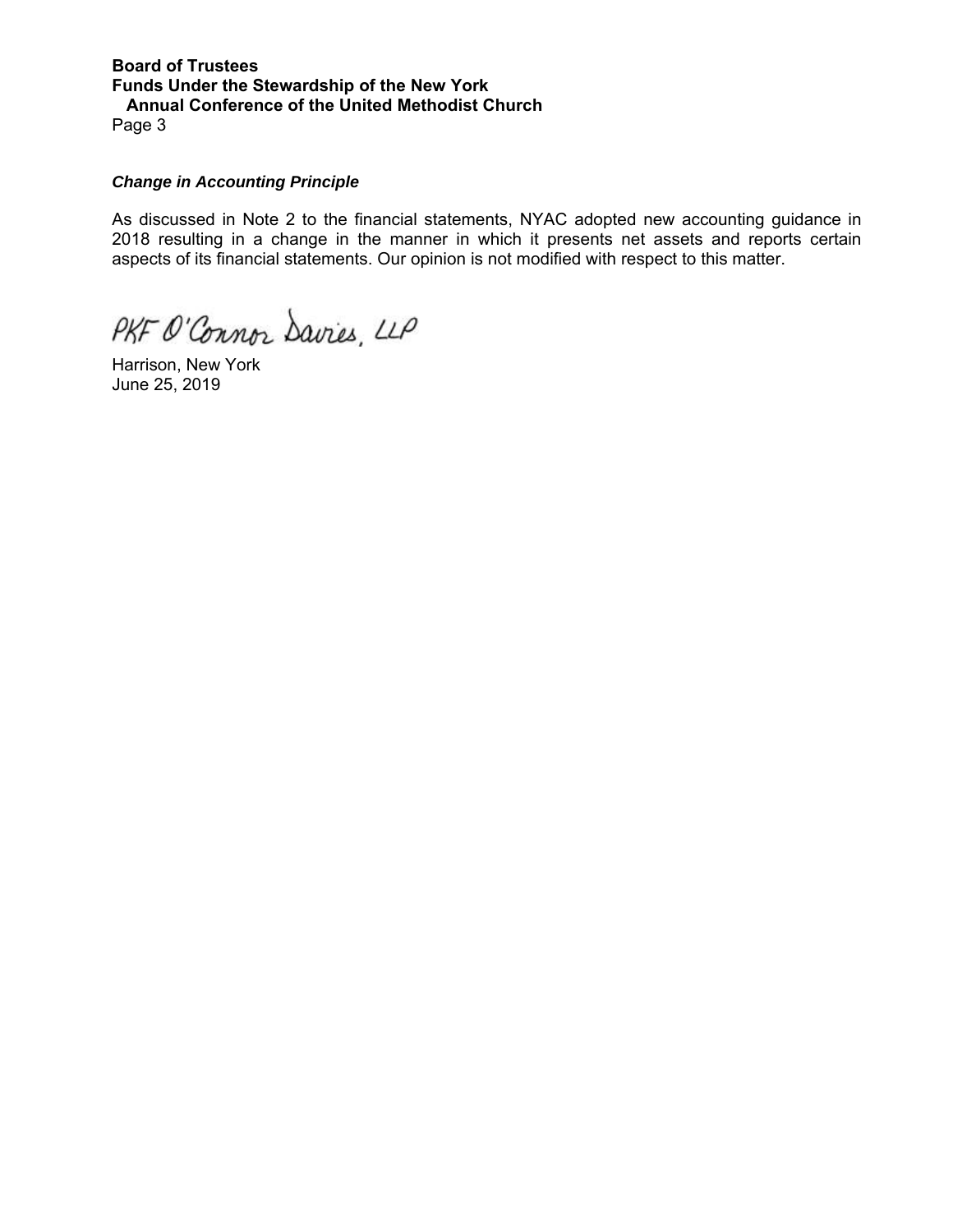Board of Trustees
Funds Under the Stewardship of the New York Annual Conference of the United Methodist Church

### *Change in Accounting Principle*

As discussed in Note 2 to the financial statements, NYAC adopted new accounting guidance in 2018 resulting in a change in the manner in which it presents net assets and reports certain aspects of its financial statements. Our opinion is not modified with respect to this matter.

PKF O'Connor Davies, LLP

Harrison, New York
June 25, 2019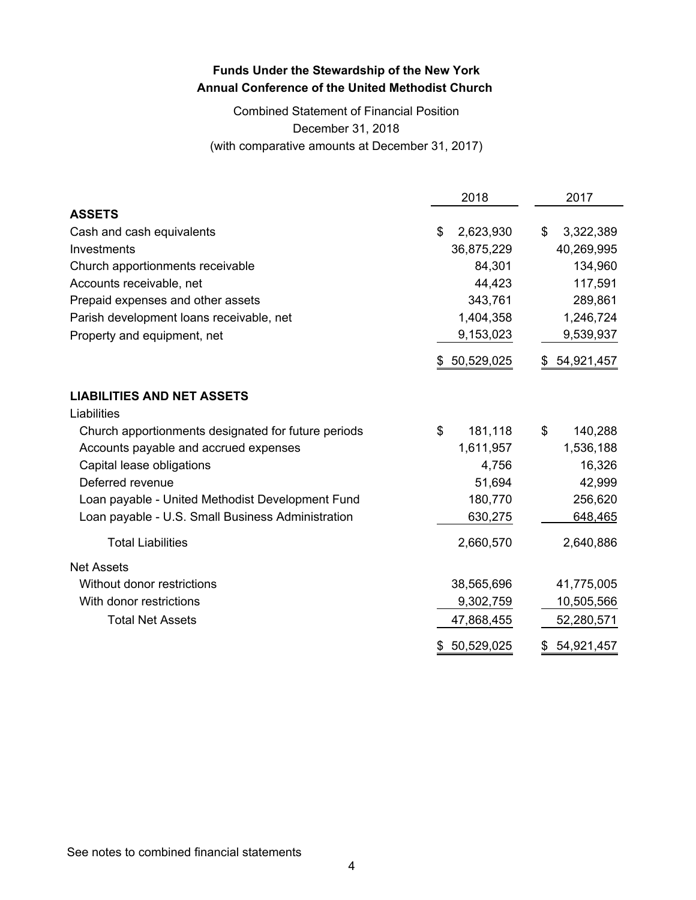**Funds Under the Stewardship of the New York Annual Conference of the United Methodist Church**

Combined Statement of Financial Position
December 31, 2018
(with comparative amounts at December 31, 2017)

| | 2018 | 2017 |
|---|---|---|
| **ASSETS** | | |
| Cash and cash equivalents | $ 2,623,930 | $ 3,322,389 |
| Investments | 36,875,229 | 40,269,995 |
| Church apportionments receivable | 84,301 | 134,960 |
| Accounts receivable, net | 44,423 | 117,591 |
| Prepaid expenses and other assets | 343,761 | 289,861 |
| Parish development loans receivable, net | 1,404,358 | 1,246,724 |
| Property and equipment, net | 9,153,023 | 9,539,937 |
| | $ 50,529,025 | $ 54,921,457 |
| **LIABILITIES AND NET ASSETS** | | |
| Liabilities | | |
| Church apportionments designated for future periods | $ 181,118 | $ 140,288 |
| Accounts payable and accrued expenses | 1,611,957 | 1,536,188 |
| Capital lease obligations | 4,756 | 16,326 |
| Deferred revenue | 51,694 | 42,999 |
| Loan payable - United Methodist Development Fund | 180,770 | 256,620 |
| Loan payable - U.S. Small Business Administration | 630,275 | 648,465 |
| Total Liabilities | 2,660,570 | 2,640,886 |
| Net Assets | | |
| Without donor restrictions | 38,565,696 | 41,775,005 |
| With donor restrictions | 9,302,759 | 10,505,566 |
| Total Net Assets | 47,868,455 | 52,280,571 |
| | $ 50,529,025 | $ 54,921,457 |

See notes to combined financial statements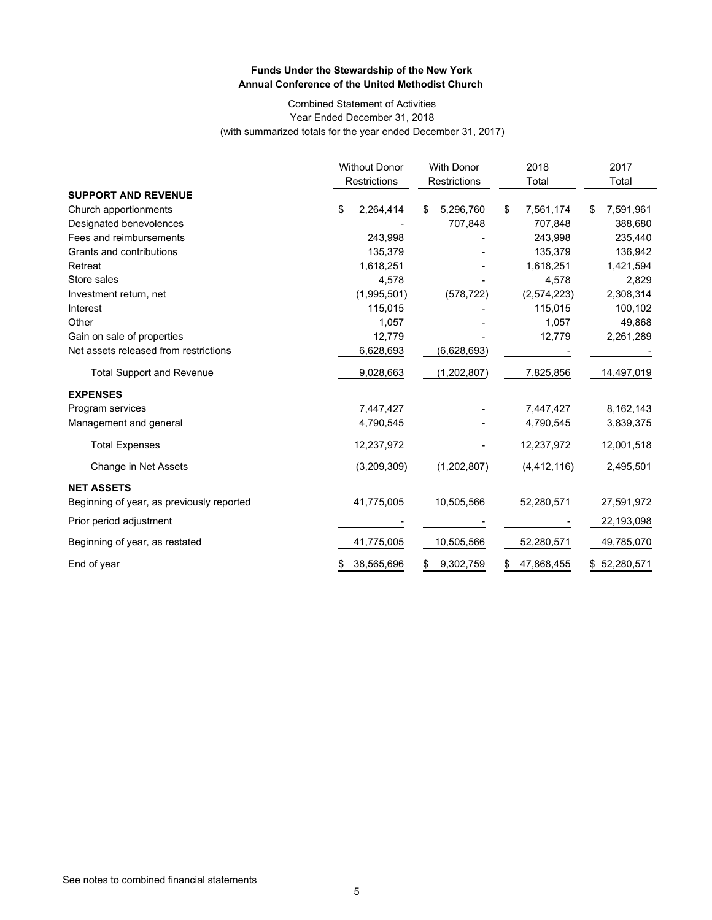**Funds Under the Stewardship of the New York Annual Conference of the United Methodist Church**

Combined Statement of Activities
Year Ended December 31, 2018
(with summarized totals for the year ended December 31, 2017)

| | Without Donor Restrictions | With Donor Restrictions | 2018 Total | 2017 Total |
|---|---|---|---|---|
| **SUPPORT AND REVENUE** | | | | |
| Church apportionments | $ 2,264,414 | $ 5,296,760 | $ 7,561,174 | $ 7,591,961 |
| Designated benevolences | - | 707,848 | 707,848 | 388,680 |
| Fees and reimbursements | 243,998 | - | 243,998 | 235,440 |
| Grants and contributions | 135,379 | - | 135,379 | 136,942 |
| Retreat | 1,618,251 | - | 1,618,251 | 1,421,594 |
| Store sales | 4,578 | - | 4,578 | 2,829 |
| Investment return, net | (1,995,501) | (578,722) | (2,574,223) | 2,308,314 |
| Interest | 115,015 | - | 115,015 | 100,102 |
| Other | 1,057 | - | 1,057 | 49,868 |
| Gain on sale of properties | 12,779 | - | 12,779 | 2,261,289 |
| Net assets released from restrictions | 6,628,693 | (6,628,693) | - | - |
| Total Support and Revenue | 9,028,663 | (1,202,807) | 7,825,856 | 14,497,019 |
| **EXPENSES** | | | | |
| Program services | 7,447,427 | - | 7,447,427 | 8,162,143 |
| Management and general | 4,790,545 | - | 4,790,545 | 3,839,375 |
| Total Expenses | 12,237,972 | - | 12,237,972 | 12,001,518 |
| Change in Net Assets | (3,209,309) | (1,202,807) | (4,412,116) | 2,495,501 |
| **NET ASSETS** | | | | |
| Beginning of year, as previously reported | 41,775,005 | 10,505,566 | 52,280,571 | 27,591,972 |
| Prior period adjustment | - | - | - | 22,193,098 |
| Beginning of year, as restated | 41,775,005 | 10,505,566 | 52,280,571 | 49,785,070 |
| End of year | $ 38,565,696 | $ 9,302,759 | $ 47,868,455 | $ 52,280,571 |

See notes to combined financial statements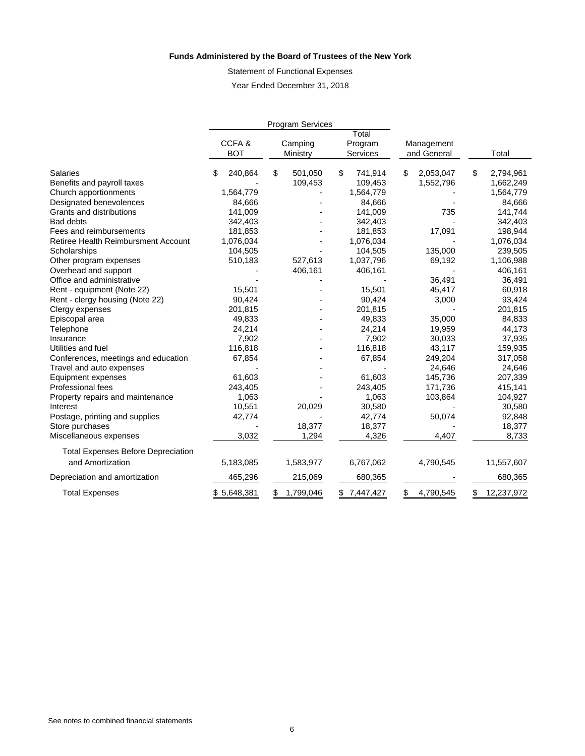**Funds Administered by the Board of Trustees of the New York**

Statement of Functional Expenses

Year Ended December 31, 2018

| | Program Services | | | | |
|---|---|---|---|---|---|
| | CCFA & BOT | Camping Ministry | Total Program Services | Management and General | Total |
| Salaries | $ 240,864 | $ 501,050 | $ 741,914 | $ 2,053,047 | $ 2,794,961 |
| Benefits and payroll taxes | - | 109,453 | 109,453 | 1,552,796 | 1,662,249 |
| Church apportionments | 1,564,779 | - | 1,564,779 | - | 1,564,779 |
| Designated benevolences | 84,666 | - | 84,666 | - | 84,666 |
| Grants and distributions | 141,009 | - | 141,009 | 735 | 141,744 |
| Bad debts | 342,403 | - | 342,403 | - | 342,403 |
| Fees and reimbursements | 181,853 | - | 181,853 | 17,091 | 198,944 |
| Retiree Health Reimbursment Account | 1,076,034 | - | 1,076,034 | - | 1,076,034 |
| Scholarships | 104,505 | - | 104,505 | 135,000 | 239,505 |
| Other program expenses | 510,183 | 527,613 | 1,037,796 | 69,192 | 1,106,988 |
| Overhead and support | - | 406,161 | 406,161 | - | 406,161 |
| Office and administrative | - | - | - | 36,491 | 36,491 |
| Rent - equipment (Note 22) | 15,501 | - | 15,501 | 45,417 | 60,918 |
| Rent - clergy housing (Note 22) | 90,424 | - | 90,424 | 3,000 | 93,424 |
| Clergy expenses | 201,815 | - | 201,815 | - | 201,815 |
| Episcopal area | 49,833 | - | 49,833 | 35,000 | 84,833 |
| Telephone | 24,214 | - | 24,214 | 19,959 | 44,173 |
| Insurance | 7,902 | - | 7,902 | 30,033 | 37,935 |
| Utilities and fuel | 116,818 | - | 116,818 | 43,117 | 159,935 |
| Conferences, meetings and education | 67,854 | - | 67,854 | 249,204 | 317,058 |
| Travel and auto expenses | - | - | - | 24,646 | 24,646 |
| Equipment expenses | 61,603 | - | 61,603 | 145,736 | 207,339 |
| Professional fees | 243,405 | - | 243,405 | 171,736 | 415,141 |
| Property repairs and maintenance | 1,063 | - | 1,063 | 103,864 | 104,927 |
| Interest | 10,551 | 20,029 | 30,580 | - | 30,580 |
| Postage, printing and supplies | 42,774 | - | 42,774 | 50,074 | 92,848 |
| Store purchases | - | 18,377 | 18,377 | - | 18,377 |
| Miscellaneous expenses | 3,032 | 1,294 | 4,326 | 4,407 | 8,733 |
| Total Expenses Before Depreciation and Amortization | 5,183,085 | 1,583,977 | 6,767,062 | 4,790,545 | 11,557,607 |
| Depreciation and amortization | 465,296 | 215,069 | 680,365 | - | 680,365 |
| Total Expenses | $ 5,648,381 | $ 1,799,046 | $ 7,447,427 | $ 4,790,545 | $ 12,237,972 |

See notes to combined financial statements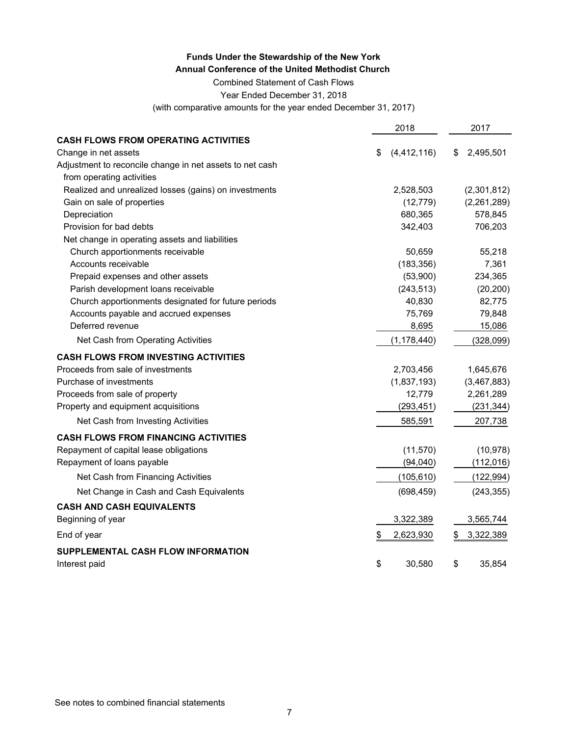**Funds Under the Stewardship of the New York**
**Annual Conference of the United Methodist Church**

Combined Statement of Cash Flows
Year Ended December 31, 2018
(with comparative amounts for the year ended December 31, 2017)

| | 2018 | 2017 |
|---|---|---|
| **CASH FLOWS FROM OPERATING ACTIVITIES** | | |
| Change in net assets | $ (4,412,116) | $ 2,495,501 |
| Adjustment to reconcile change in net assets to net cash from operating activities | | |
| Realized and unrealized losses (gains) on investments | 2,528,503 | (2,301,812) |
| Gain on sale of properties | (12,779) | (2,261,289) |
| Depreciation | 680,365 | 578,845 |
| Provision for bad debts | 342,403 | 706,203 |
| Net change in operating assets and liabilities | | |
| Church apportionments receivable | 50,659 | 55,218 |
| Accounts receivable | (183,356) | 7,361 |
| Prepaid expenses and other assets | (53,900) | 234,365 |
| Parish development loans receivable | (243,513) | (20,200) |
| Church apportionments designated for future periods | 40,830 | 82,775 |
| Accounts payable and accrued expenses | 75,769 | 79,848 |
| Deferred revenue | 8,695 | 15,086 |
| Net Cash from Operating Activities | (1,178,440) | (328,099) |
| **CASH FLOWS FROM INVESTING ACTIVITIES** | | |
| Proceeds from sale of investments | 2,703,456 | 1,645,676 |
| Purchase of investments | (1,837,193) | (3,467,883) |
| Proceeds from sale of property | 12,779 | 2,261,289 |
| Property and equipment acquisitions | (293,451) | (231,344) |
| Net Cash from Investing Activities | 585,591 | 207,738 |
| **CASH FLOWS FROM FINANCING ACTIVITIES** | | |
| Repayment of capital lease obligations | (11,570) | (10,978) |
| Repayment of loans payable | (94,040) | (112,016) |
| Net Cash from Financing Activities | (105,610) | (122,994) |
| Net Change in Cash and Cash Equivalents | (698,459) | (243,355) |
| **CASH AND CASH EQUIVALENTS** | | |
| Beginning of year | 3,322,389 | 3,565,744 |
| End of year | $ 2,623,930 | $ 3,322,389 |
| **SUPPLEMENTAL CASH FLOW INFORMATION** | | |
| Interest paid | $ 30,580 | $ 35,854 |

See notes to combined financial statements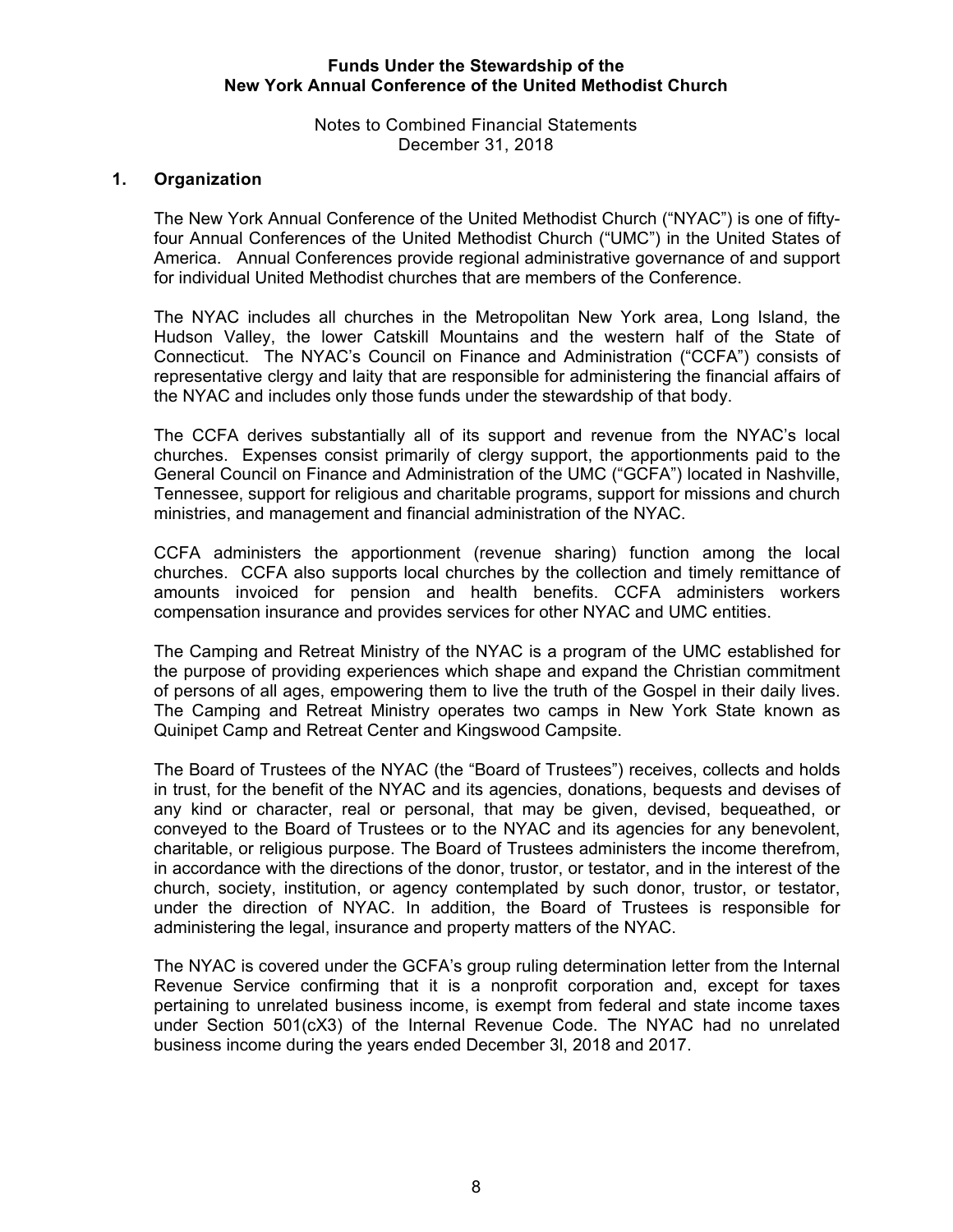**Funds Under the Stewardship of the New York Annual Conference of the United Methodist Church**

Notes to Combined Financial Statements
December 31, 2018

## 1. Organization

The New York Annual Conference of the United Methodist Church ("NYAC") is one of fifty-four Annual Conferences of the United Methodist Church ("UMC") in the United States of America. Annual Conferences provide regional administrative governance of and support for individual United Methodist churches that are members of the Conference.

The NYAC includes all churches in the Metropolitan New York area, Long Island, the Hudson Valley, the lower Catskill Mountains and the western half of the State of Connecticut. The NYAC's Council on Finance and Administration ("CCFA") consists of representative clergy and laity that are responsible for administering the financial affairs of the NYAC and includes only those funds under the stewardship of that body.

The CCFA derives substantially all of its support and revenue from the NYAC's local churches. Expenses consist primarily of clergy support, the apportionments paid to the General Council on Finance and Administration of the UMC ("GCFA") located in Nashville, Tennessee, support for religious and charitable programs, support for missions and church ministries, and management and financial administration of the NYAC.

CCFA administers the apportionment (revenue sharing) function among the local churches. CCFA also supports local churches by the collection and timely remittance of amounts invoiced for pension and health benefits. CCFA administers workers compensation insurance and provides services for other NYAC and UMC entities.

The Camping and Retreat Ministry of the NYAC is a program of the UMC established for the purpose of providing experiences which shape and expand the Christian commitment of persons of all ages, empowering them to live the truth of the Gospel in their daily lives. The Camping and Retreat Ministry operates two camps in New York State known as Quinipet Camp and Retreat Center and Kingswood Campsite.

The Board of Trustees of the NYAC (the "Board of Trustees") receives, collects and holds in trust, for the benefit of the NYAC and its agencies, donations, bequests and devises of any kind or character, real or personal, that may be given, devised, bequeathed, or conveyed to the Board of Trustees or to the NYAC and its agencies for any benevolent, charitable, or religious purpose. The Board of Trustees administers the income therefrom, in accordance with the directions of the donor, trustor, or testator, and in the interest of the church, society, institution, or agency contemplated by such donor, trustor, or testator, under the direction of NYAC. In addition, the Board of Trustees is responsible for administering the legal, insurance and property matters of the NYAC.

The NYAC is covered under the GCFA's group ruling determination letter from the Internal Revenue Service confirming that it is a nonprofit corporation and, except for taxes pertaining to unrelated business income, is exempt from federal and state income taxes under Section 501(cX3) of the Internal Revenue Code. The NYAC had no unrelated business income during the years ended December 3l, 2018 and 2017.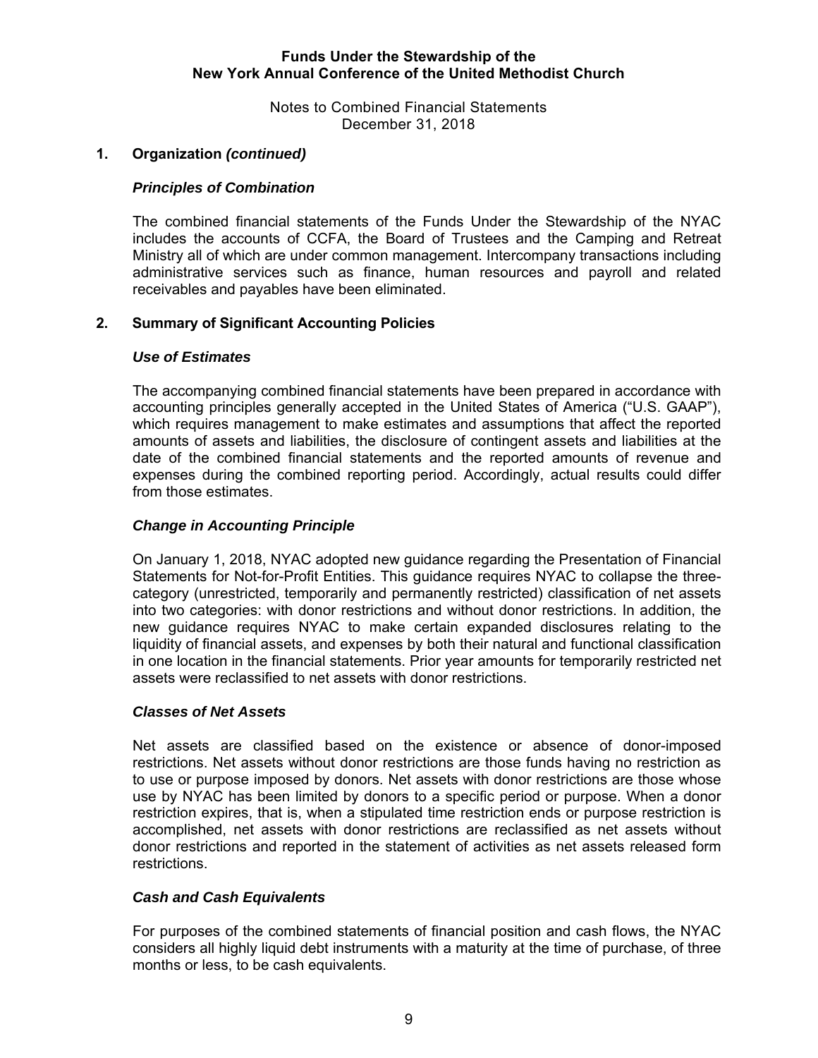## 1. Organization *(continued)*

### *Principles of Combination*

The combined financial statements of the Funds Under the Stewardship of the NYAC includes the accounts of CCFA, the Board of Trustees and the Camping and Retreat Ministry all of which are under common management. Intercompany transactions including administrative services such as finance, human resources and payroll and related receivables and payables have been eliminated.

## 2. Summary of Significant Accounting Policies

### *Use of Estimates*

The accompanying combined financial statements have been prepared in accordance with accounting principles generally accepted in the United States of America ("U.S. GAAP"), which requires management to make estimates and assumptions that affect the reported amounts of assets and liabilities, the disclosure of contingent assets and liabilities at the date of the combined financial statements and the reported amounts of revenue and expenses during the combined reporting period. Accordingly, actual results could differ from those estimates.

### *Change in Accounting Principle*

On January 1, 2018, NYAC adopted new guidance regarding the Presentation of Financial Statements for Not-for-Profit Entities. This guidance requires NYAC to collapse the three-category (unrestricted, temporarily and permanently restricted) classification of net assets into two categories: with donor restrictions and without donor restrictions. In addition, the new guidance requires NYAC to make certain expanded disclosures relating to the liquidity of financial assets, and expenses by both their natural and functional classification in one location in the financial statements. Prior year amounts for temporarily restricted net assets were reclassified to net assets with donor restrictions.

### *Classes of Net Assets*

Net assets are classified based on the existence or absence of donor-imposed restrictions. Net assets without donor restrictions are those funds having no restriction as to use or purpose imposed by donors. Net assets with donor restrictions are those whose use by NYAC has been limited by donors to a specific period or purpose. When a donor restriction expires, that is, when a stipulated time restriction ends or purpose restriction is accomplished, net assets with donor restrictions are reclassified as net assets without donor restrictions and reported in the statement of activities as net assets released form restrictions.

### *Cash and Cash Equivalents*

For purposes of the combined statements of financial position and cash flows, the NYAC considers all highly liquid debt instruments with a maturity at the time of purchase, of three months or less, to be cash equivalents.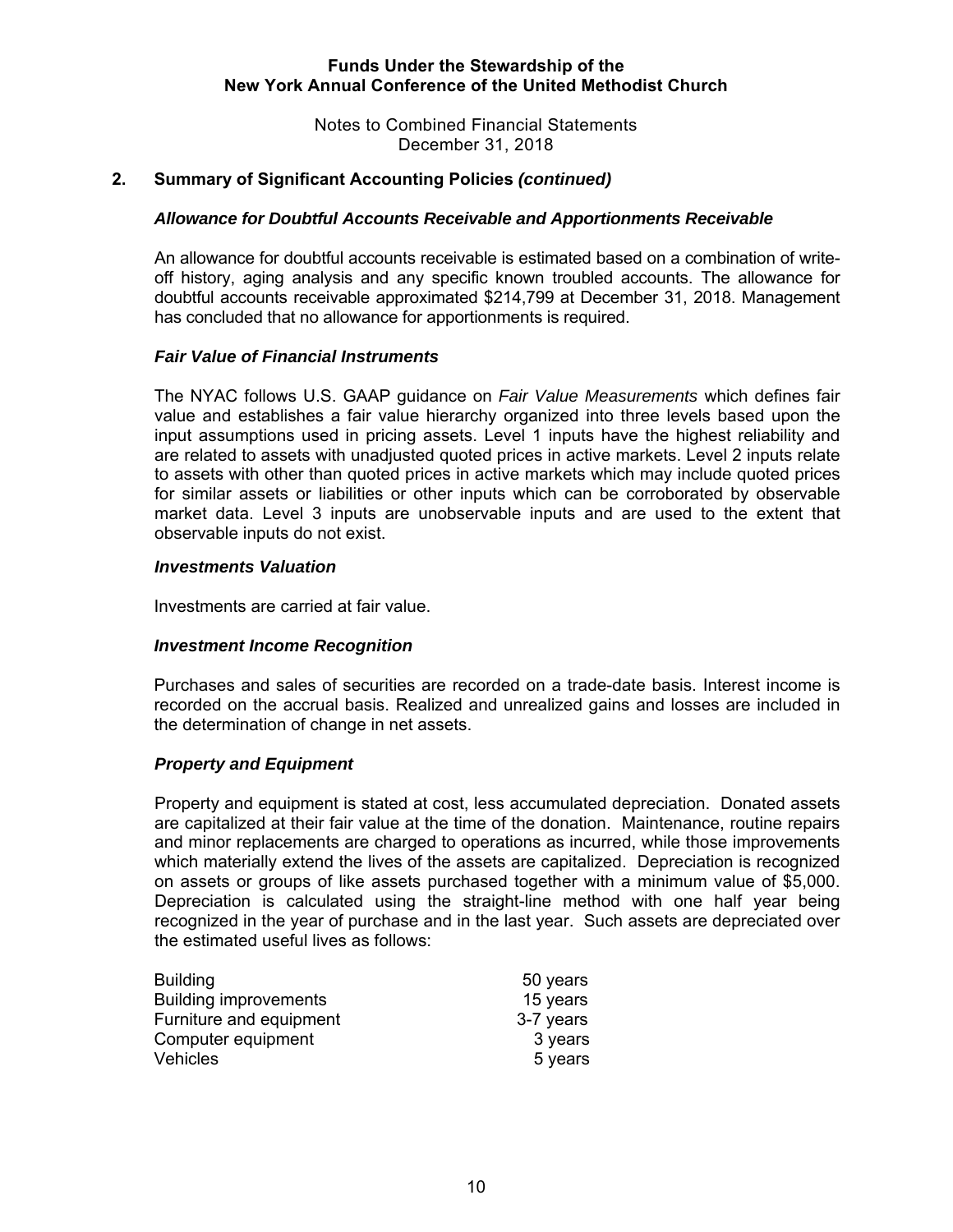## 2. Summary of Significant Accounting Policies *(continued)*

### *Allowance for Doubtful Accounts Receivable and Apportionments Receivable*

An allowance for doubtful accounts receivable is estimated based on a combination of write-off history, aging analysis and any specific known troubled accounts. The allowance for doubtful accounts receivable approximated $214,799 at December 31, 2018. Management has concluded that no allowance for apportionments is required.

### *Fair Value of Financial Instruments*

The NYAC follows U.S. GAAP guidance on *Fair Value Measurements* which defines fair value and establishes a fair value hierarchy organized into three levels based upon the input assumptions used in pricing assets. Level 1 inputs have the highest reliability and are related to assets with unadjusted quoted prices in active markets. Level 2 inputs relate to assets with other than quoted prices in active markets which may include quoted prices for similar assets or liabilities or other inputs which can be corroborated by observable market data. Level 3 inputs are unobservable inputs and are used to the extent that observable inputs do not exist.

### *Investments Valuation*

Investments are carried at fair value.

### *Investment Income Recognition*

Purchases and sales of securities are recorded on a trade-date basis. Interest income is recorded on the accrual basis. Realized and unrealized gains and losses are included in the determination of change in net assets.

### *Property and Equipment*

Property and equipment is stated at cost, less accumulated depreciation. Donated assets are capitalized at their fair value at the time of the donation. Maintenance, routine repairs and minor replacements are charged to operations as incurred, while those improvements which materially extend the lives of the assets are capitalized. Depreciation is recognized on assets or groups of like assets purchased together with a minimum value of $5,000. Depreciation is calculated using the straight-line method with one half year being recognized in the year of purchase and in the last year. Such assets are depreciated over the estimated useful lives as follows:

| | |
|---|---|
| Building | 50 years |
| Building improvements | 15 years |
| Furniture and equipment | 3-7 years |
| Computer equipment | 3 years |
| Vehicles | 5 years |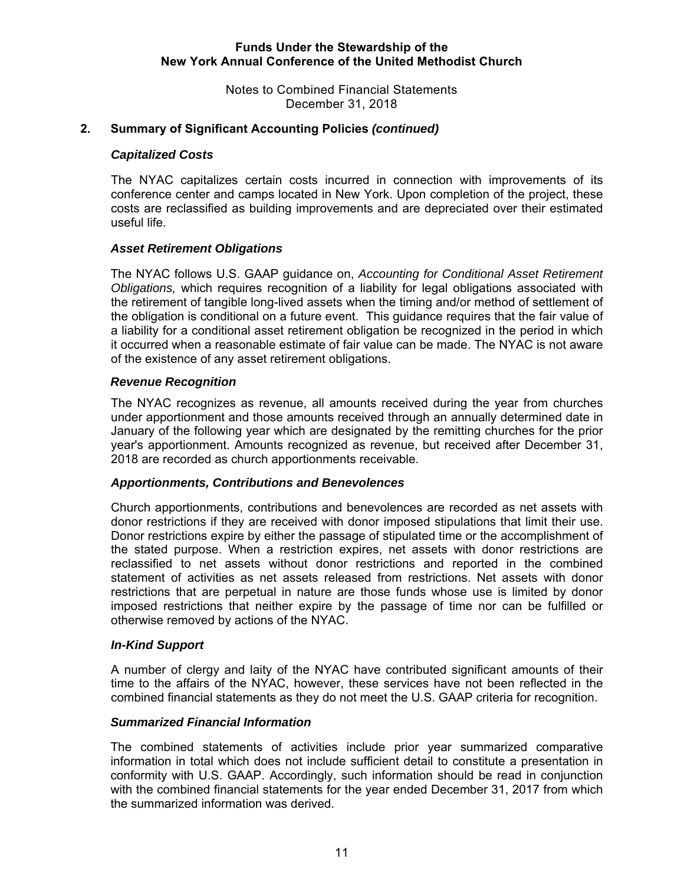## 2. Summary of Significant Accounting Policies *(continued)*

### *Capitalized Costs*

The NYAC capitalizes certain costs incurred in connection with improvements of its conference center and camps located in New York. Upon completion of the project, these costs are reclassified as building improvements and are depreciated over their estimated useful life.

### *Asset Retirement Obligations*

The NYAC follows U.S. GAAP guidance on, *Accounting for Conditional Asset Retirement Obligations,* which requires recognition of a liability for legal obligations associated with the retirement of tangible long-lived assets when the timing and/or method of settlement of the obligation is conditional on a future event. This guidance requires that the fair value of a liability for a conditional asset retirement obligation be recognized in the period in which it occurred when a reasonable estimate of fair value can be made. The NYAC is not aware of the existence of any asset retirement obligations.

### *Revenue Recognition*

The NYAC recognizes as revenue, all amounts received during the year from churches under apportionment and those amounts received through an annually determined date in January of the following year which are designated by the remitting churches for the prior year's apportionment. Amounts recognized as revenue, but received after December 31, 2018 are recorded as church apportionments receivable.

### *Apportionments, Contributions and Benevolences*

Church apportionments, contributions and benevolences are recorded as net assets with donor restrictions if they are received with donor imposed stipulations that limit their use. Donor restrictions expire by either the passage of stipulated time or the accomplishment of the stated purpose. When a restriction expires, net assets with donor restrictions are reclassified to net assets without donor restrictions and reported in the combined statement of activities as net assets released from restrictions. Net assets with donor restrictions that are perpetual in nature are those funds whose use is limited by donor imposed restrictions that neither expire by the passage of time nor can be fulfilled or otherwise removed by actions of the NYAC.

### *In-Kind Support*

A number of clergy and laity of the NYAC have contributed significant amounts of their time to the affairs of the NYAC, however, these services have not been reflected in the combined financial statements as they do not meet the U.S. GAAP criteria for recognition.

### *Summarized Financial Information*

The combined statements of activities include prior year summarized comparative information in total which does not include sufficient detail to constitute a presentation in conformity with U.S. GAAP. Accordingly, such information should be read in conjunction with the combined financial statements for the year ended December 31, 2017 from which the summarized information was derived.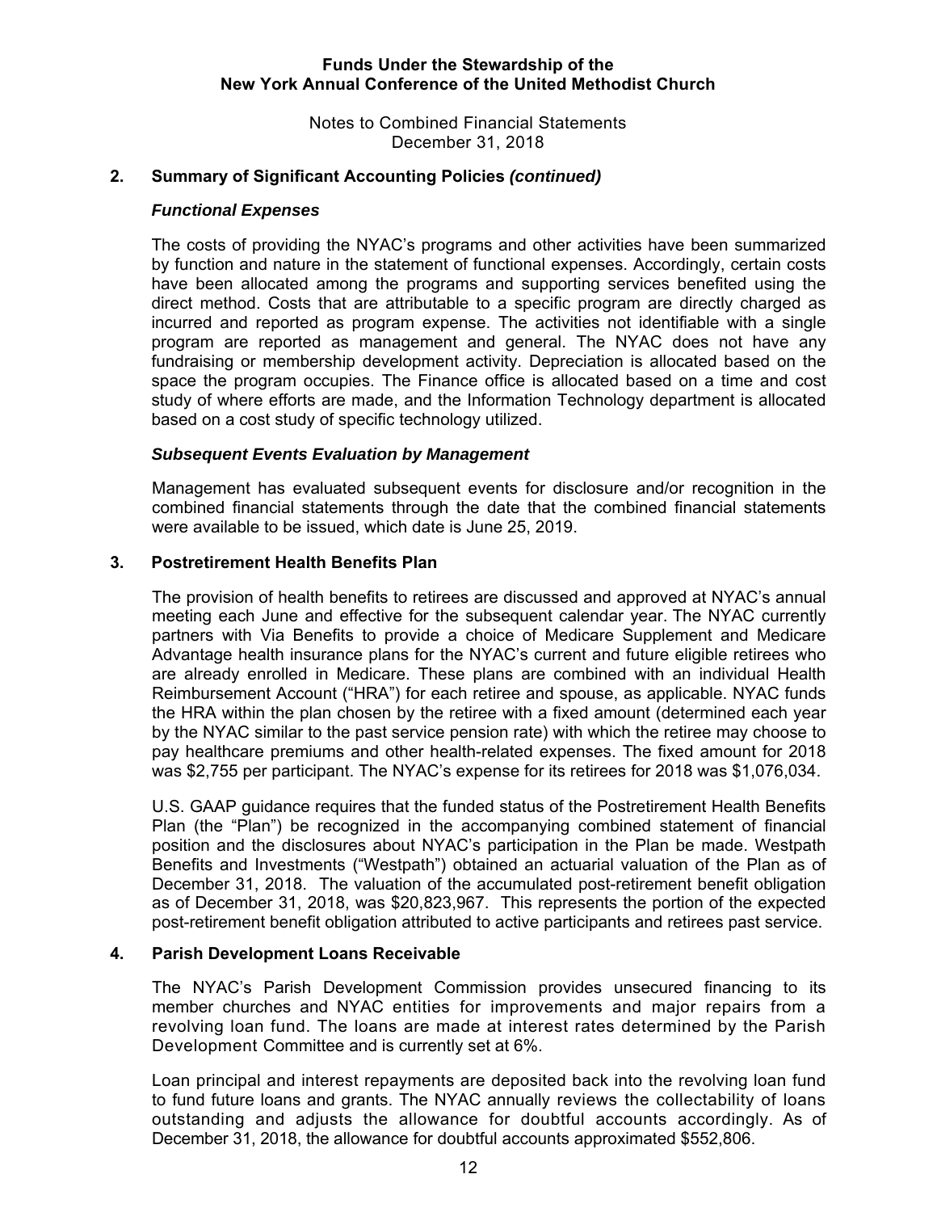## 2. Summary of Significant Accounting Policies *(continued)*

### *Functional Expenses*

The costs of providing the NYAC's programs and other activities have been summarized by function and nature in the statement of functional expenses. Accordingly, certain costs have been allocated among the programs and supporting services benefited using the direct method. Costs that are attributable to a specific program are directly charged as incurred and reported as program expense. The activities not identifiable with a single program are reported as management and general. The NYAC does not have any fundraising or membership development activity. Depreciation is allocated based on the space the program occupies. The Finance office is allocated based on a time and cost study of where efforts are made, and the Information Technology department is allocated based on a cost study of specific technology utilized.

### *Subsequent Events Evaluation by Management*

Management has evaluated subsequent events for disclosure and/or recognition in the combined financial statements through the date that the combined financial statements were available to be issued, which date is June 25, 2019.

## 3. Postretirement Health Benefits Plan

The provision of health benefits to retirees are discussed and approved at NYAC's annual meeting each June and effective for the subsequent calendar year. The NYAC currently partners with Via Benefits to provide a choice of Medicare Supplement and Medicare Advantage health insurance plans for the NYAC's current and future eligible retirees who are already enrolled in Medicare. These plans are combined with an individual Health Reimbursement Account ("HRA") for each retiree and spouse, as applicable. NYAC funds the HRA within the plan chosen by the retiree with a fixed amount (determined each year by the NYAC similar to the past service pension rate) with which the retiree may choose to pay healthcare premiums and other health-related expenses. The fixed amount for 2018 was $2,755 per participant. The NYAC's expense for its retirees for 2018 was $1,076,034.

U.S. GAAP guidance requires that the funded status of the Postretirement Health Benefits Plan (the "Plan") be recognized in the accompanying combined statement of financial position and the disclosures about NYAC's participation in the Plan be made. Westpath Benefits and Investments ("Westpath") obtained an actuarial valuation of the Plan as of December 31, 2018. The valuation of the accumulated post-retirement benefit obligation as of December 31, 2018, was $20,823,967. This represents the portion of the expected post-retirement benefit obligation attributed to active participants and retirees past service.

## 4. Parish Development Loans Receivable

The NYAC's Parish Development Commission provides unsecured financing to its member churches and NYAC entities for improvements and major repairs from a revolving loan fund. The loans are made at interest rates determined by the Parish Development Committee and is currently set at 6%.

Loan principal and interest repayments are deposited back into the revolving loan fund to fund future loans and grants. The NYAC annually reviews the collectability of loans outstanding and adjusts the allowance for doubtful accounts accordingly. As of December 31, 2018, the allowance for doubtful accounts approximated $552,806.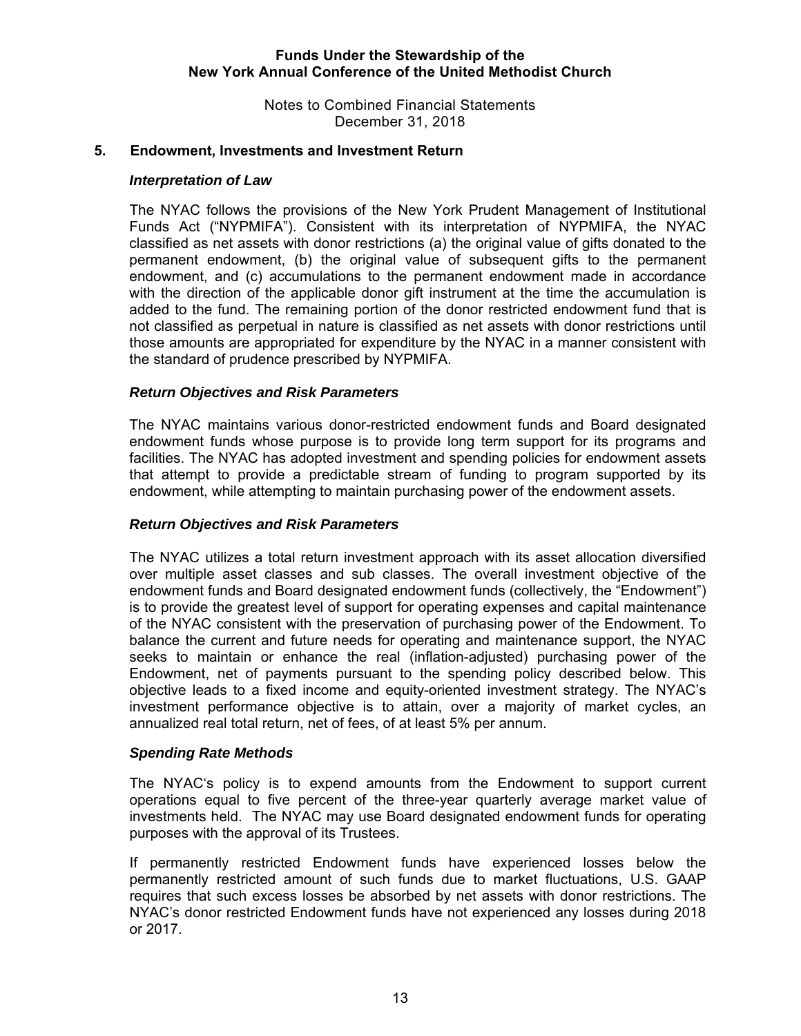## 5. Endowment, Investments and Investment Return

### *Interpretation of Law*

The NYAC follows the provisions of the New York Prudent Management of Institutional Funds Act ("NYPMIFA"). Consistent with its interpretation of NYPMIFA, the NYAC classified as net assets with donor restrictions (a) the original value of gifts donated to the permanent endowment, (b) the original value of subsequent gifts to the permanent endowment, and (c) accumulations to the permanent endowment made in accordance with the direction of the applicable donor gift instrument at the time the accumulation is added to the fund. The remaining portion of the donor restricted endowment fund that is not classified as perpetual in nature is classified as net assets with donor restrictions until those amounts are appropriated for expenditure by the NYAC in a manner consistent with the standard of prudence prescribed by NYPMIFA.

### *Return Objectives and Risk Parameters*

The NYAC maintains various donor-restricted endowment funds and Board designated endowment funds whose purpose is to provide long term support for its programs and facilities. The NYAC has adopted investment and spending policies for endowment assets that attempt to provide a predictable stream of funding to program supported by its endowment, while attempting to maintain purchasing power of the endowment assets.

### *Return Objectives and Risk Parameters*

The NYAC utilizes a total return investment approach with its asset allocation diversified over multiple asset classes and sub classes. The overall investment objective of the endowment funds and Board designated endowment funds (collectively, the "Endowment") is to provide the greatest level of support for operating expenses and capital maintenance of the NYAC consistent with the preservation of purchasing power of the Endowment. To balance the current and future needs for operating and maintenance support, the NYAC seeks to maintain or enhance the real (inflation-adjusted) purchasing power of the Endowment, net of payments pursuant to the spending policy described below. This objective leads to a fixed income and equity-oriented investment strategy. The NYAC's investment performance objective is to attain, over a majority of market cycles, an annualized real total return, net of fees, of at least 5% per annum.

### *Spending Rate Methods*

The NYAC's policy is to expend amounts from the Endowment to support current operations equal to five percent of the three-year quarterly average market value of investments held. The NYAC may use Board designated endowment funds for operating purposes with the approval of its Trustees.

If permanently restricted Endowment funds have experienced losses below the permanently restricted amount of such funds due to market fluctuations, U.S. GAAP requires that such excess losses be absorbed by net assets with donor restrictions. The NYAC's donor restricted Endowment funds have not experienced any losses during 2018 or 2017.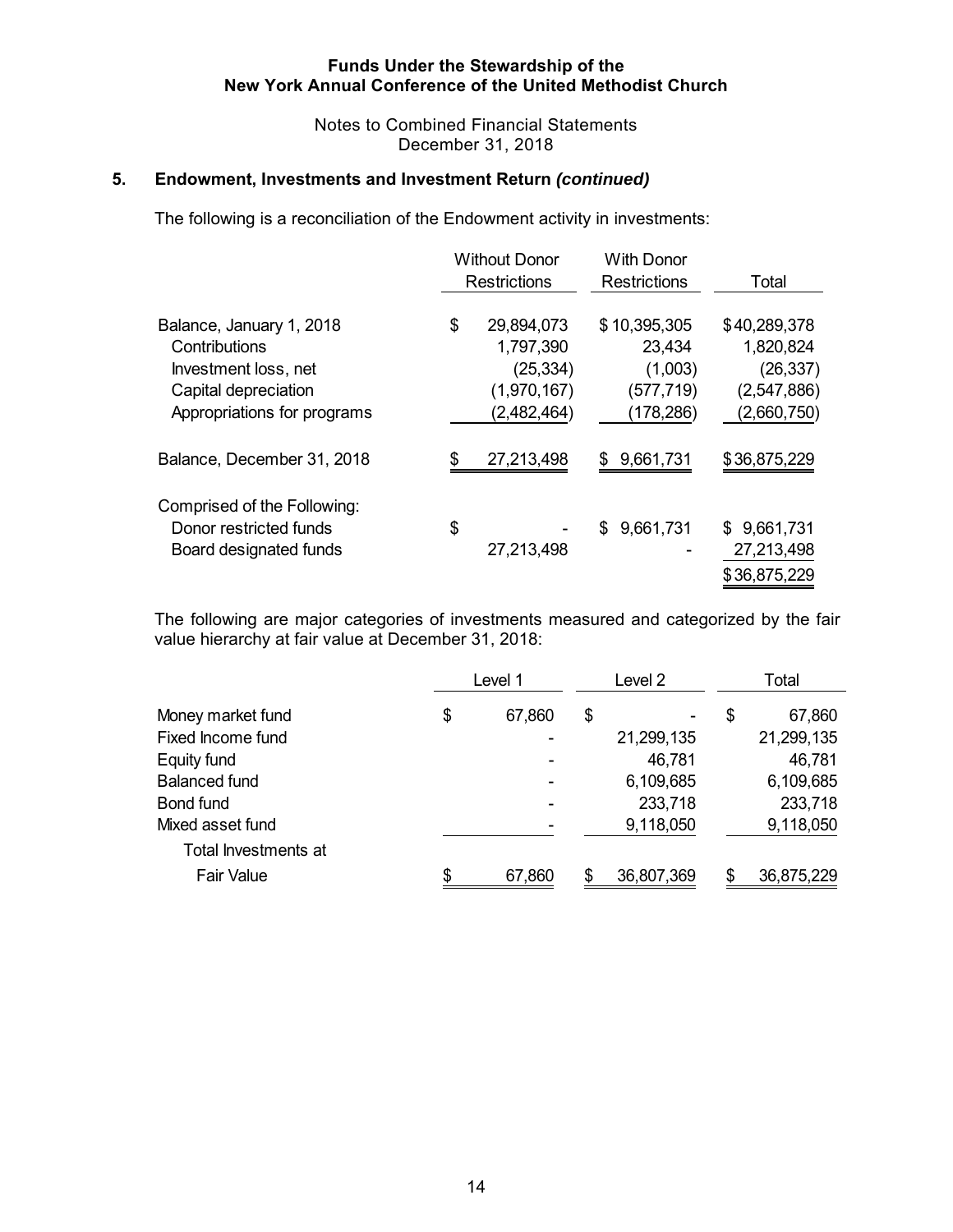**Funds Under the Stewardship of the**
**New York Annual Conference of the United Methodist Church**

Notes to Combined Financial Statements
December 31, 2018

## 5. Endowment, Investments and Investment Return *(continued)*

The following is a reconciliation of the Endowment activity in investments:

| | Without Donor Restrictions | With Donor Restrictions | Total |
|---|---|---|---|
| Balance, January 1, 2018 | $ 29,894,073 | $ 10,395,305 | $ 40,289,378 |
| Contributions | 1,797,390 | 23,434 | 1,820,824 |
| Investment loss, net | (25,334) | (1,003) | (26,337) |
| Capital depreciation | (1,970,167) | (577,719) | (2,547,886) |
| Appropriations for programs | (2,482,464) | (178,286) | (2,660,750) |
| Balance, December 31, 2018 | $ 27,213,498 | $ 9,661,731 | $ 36,875,229 |
| Comprised of the Following: | | | |
| Donor restricted funds | $ - | $ 9,661,731 | $ 9,661,731 |
| Board designated funds | 27,213,498 | - | 27,213,498 |
| | | | $ 36,875,229 |

The following are major categories of investments measured and categorized by the fair value hierarchy at fair value at December 31, 2018:

| | Level 1 | Level 2 | Total |
|---|---|---|---|
| Money market fund | $ 67,860 | $ - | $ 67,860 |
| Fixed Income fund | - | 21,299,135 | 21,299,135 |
| Equity fund | - | 46,781 | 46,781 |
| Balanced fund | - | 6,109,685 | 6,109,685 |
| Bond fund | - | 233,718 | 233,718 |
| Mixed asset fund | - | 9,118,050 | 9,118,050 |
| Total Investments at Fair Value | $ 67,860 | $ 36,807,369 | $ 36,875,229 |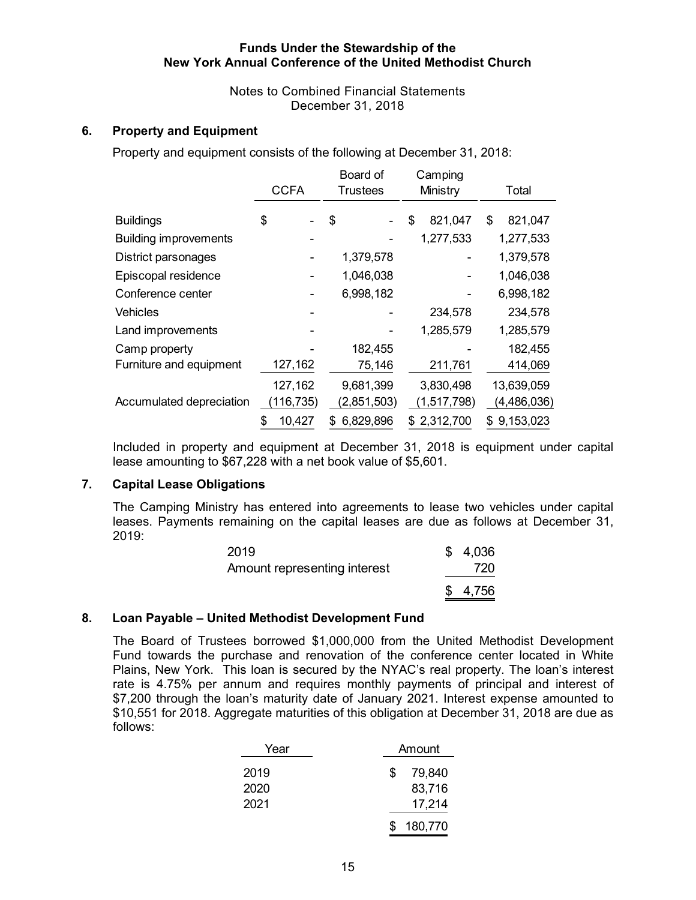**Funds Under the Stewardship of the**
**New York Annual Conference of the United Methodist Church**

Notes to Combined Financial Statements
December 31, 2018

## 6. Property and Equipment

Property and equipment consists of the following at December 31, 2018:

| | CCFA | Board of Trustees | Camping Ministry | Total |
|---|---|---|---|---|
| Buildings | $ - | $ - | $ 821,047 | $ 821,047 |
| Building improvements | - | - | 1,277,533 | 1,277,533 |
| District parsonages | - | 1,379,578 | - | 1,379,578 |
| Episcopal residence | - | 1,046,038 | - | 1,046,038 |
| Conference center | - | 6,998,182 | - | 6,998,182 |
| Vehicles | - | - | 234,578 | 234,578 |
| Land improvements | - | - | 1,285,579 | 1,285,579 |
| Camp property | - | 182,455 | - | 182,455 |
| Furniture and equipment | 127,162 | 75,146 | 211,761 | 414,069 |
| | 127,162 | 9,681,399 | 3,830,498 | 13,639,059 |
| Accumulated depreciation | (116,735) | (2,851,503) | (1,517,798) | (4,486,036) |
| | $ 10,427 | $ 6,829,896 | $ 2,312,700 | $ 9,153,023 |

Included in property and equipment at December 31, 2018 is equipment under capital lease amounting to $67,228 with a net book value of $5,601.

## 7. Capital Lease Obligations

The Camping Ministry has entered into agreements to lease two vehicles under capital leases. Payments remaining on the capital leases are due as follows at December 31, 2019:

| | |
|---|---|
| 2019 | $ 4,036 |
| Amount representing interest | 720 |
| | $ 4,756 |

## 8. Loan Payable – United Methodist Development Fund

The Board of Trustees borrowed $1,000,000 from the United Methodist Development Fund towards the purchase and renovation of the conference center located in White Plains, New York. This loan is secured by the NYAC's real property. The loan's interest rate is 4.75% per annum and requires monthly payments of principal and interest of $7,200 through the loan's maturity date of January 2021. Interest expense amounted to $10,551 for 2018. Aggregate maturities of this obligation at December 31, 2018 are due as follows:

| Year | Amount |
|---|---|
| 2019 | $ 79,840 |
| 2020 | 83,716 |
| 2021 | 17,214 |
| | $ 180,770 |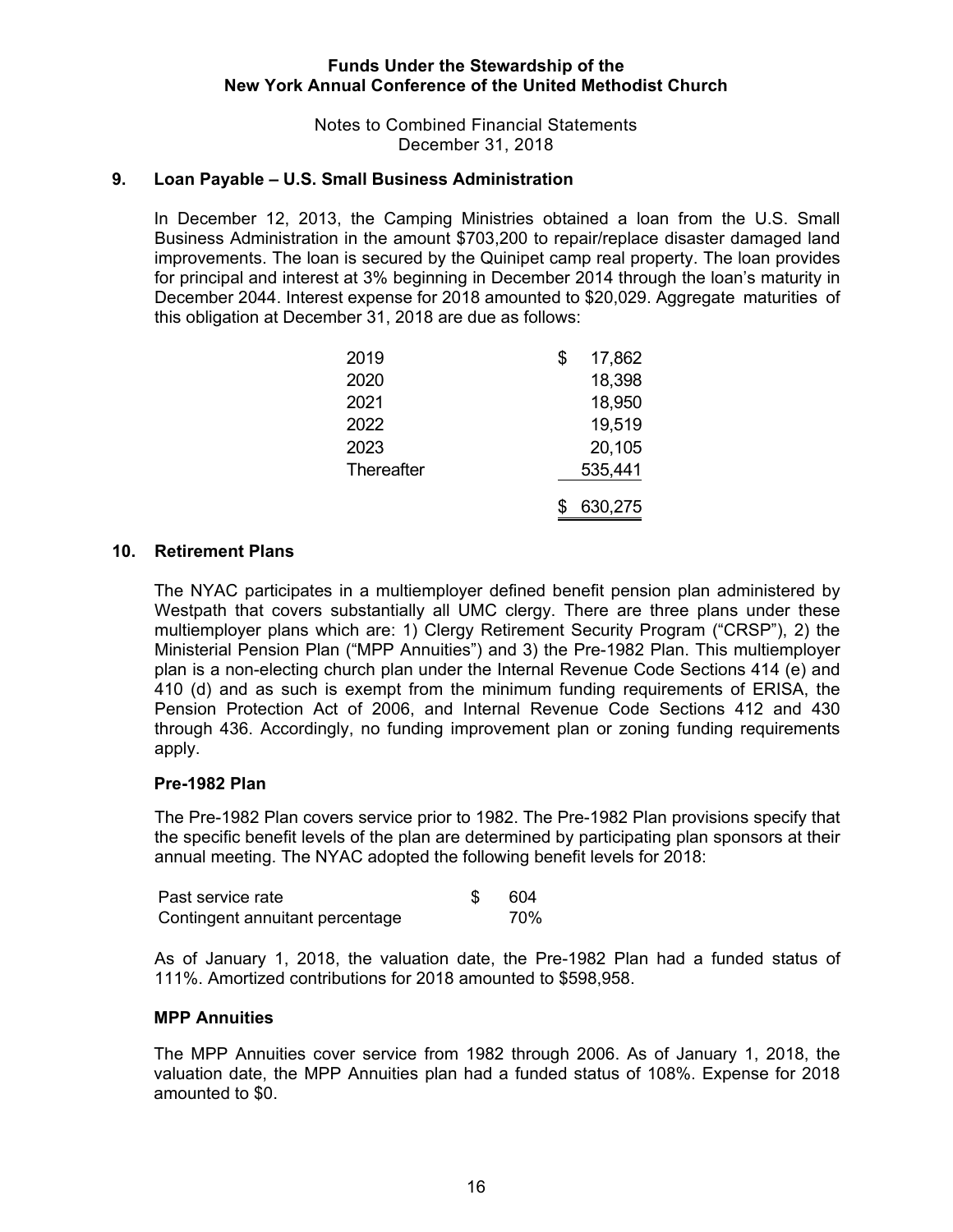## 9. Loan Payable – U.S. Small Business Administration

In December 12, 2013, the Camping Ministries obtained a loan from the U.S. Small Business Administration in the amount $703,200 to repair/replace disaster damaged land improvements. The loan is secured by the Quinipet camp real property. The loan provides for principal and interest at 3% beginning in December 2014 through the loan's maturity in December 2044. Interest expense for 2018 amounted to $20,029. Aggregate maturities of this obligation at December 31, 2018 are due as follows:

| | |
|---|---|
| 2019 | $ 17,862 |
| 2020 | 18,398 |
| 2021 | 18,950 |
| 2022 | 19,519 |
| 2023 | 20,105 |
| Thereafter | 535,441 |
| | $ 630,275 |

## 10. Retirement Plans

The NYAC participates in a multiemployer defined benefit pension plan administered by Westpath that covers substantially all UMC clergy. There are three plans under these multiemployer plans which are: 1) Clergy Retirement Security Program ("CRSP"), 2) the Ministerial Pension Plan ("MPP Annuities") and 3) the Pre-1982 Plan. This multiemployer plan is a non-electing church plan under the Internal Revenue Code Sections 414 (e) and 410 (d) and as such is exempt from the minimum funding requirements of ERISA, the Pension Protection Act of 2006, and Internal Revenue Code Sections 412 and 430 through 436. Accordingly, no funding improvement plan or zoning funding requirements apply.

### Pre-1982 Plan

The Pre-1982 Plan covers service prior to 1982. The Pre-1982 Plan provisions specify that the specific benefit levels of the plan are determined by participating plan sponsors at their annual meeting. The NYAC adopted the following benefit levels for 2018:

| | |
|---|---|
| Past service rate | $ 604 |
| Contingent annuitant percentage | 70% |

As of January 1, 2018, the valuation date, the Pre-1982 Plan had a funded status of 111%. Amortized contributions for 2018 amounted to $598,958.

### MPP Annuities

The MPP Annuities cover service from 1982 through 2006. As of January 1, 2018, the valuation date, the MPP Annuities plan had a funded status of 108%. Expense for 2018 amounted to $0.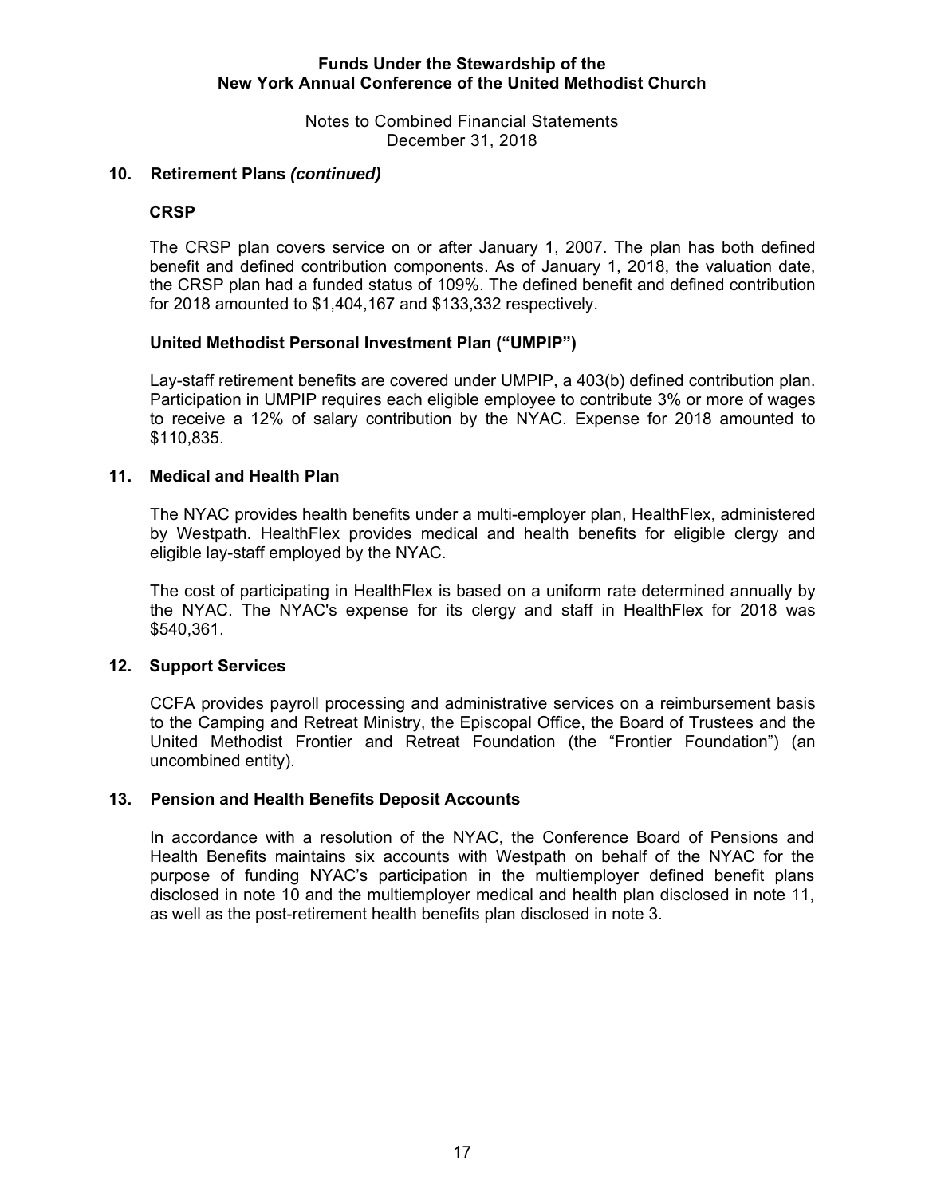## 10. Retirement Plans *(continued)*

### CRSP

The CRSP plan covers service on or after January 1, 2007. The plan has both defined benefit and defined contribution components. As of January 1, 2018, the valuation date, the CRSP plan had a funded status of 109%. The defined benefit and defined contribution for 2018 amounted to $1,404,167 and $133,332 respectively.

### United Methodist Personal Investment Plan ("UMPIP")

Lay-staff retirement benefits are covered under UMPIP, a 403(b) defined contribution plan. Participation in UMPIP requires each eligible employee to contribute 3% or more of wages to receive a 12% of salary contribution by the NYAC. Expense for 2018 amounted to $110,835.

## 11. Medical and Health Plan

The NYAC provides health benefits under a multi-employer plan, HealthFlex, administered by Westpath. HealthFlex provides medical and health benefits for eligible clergy and eligible lay-staff employed by the NYAC.

The cost of participating in HealthFlex is based on a uniform rate determined annually by the NYAC. The NYAC's expense for its clergy and staff in HealthFlex for 2018 was $540,361.

## 12. Support Services

CCFA provides payroll processing and administrative services on a reimbursement basis to the Camping and Retreat Ministry, the Episcopal Office, the Board of Trustees and the United Methodist Frontier and Retreat Foundation (the "Frontier Foundation") (an uncombined entity).

## 13. Pension and Health Benefits Deposit Accounts

In accordance with a resolution of the NYAC, the Conference Board of Pensions and Health Benefits maintains six accounts with Westpath on behalf of the NYAC for the purpose of funding NYAC's participation in the multiemployer defined benefit plans disclosed in note 10 and the multiemployer medical and health plan disclosed in note 11, as well as the post-retirement health benefits plan disclosed in note 3.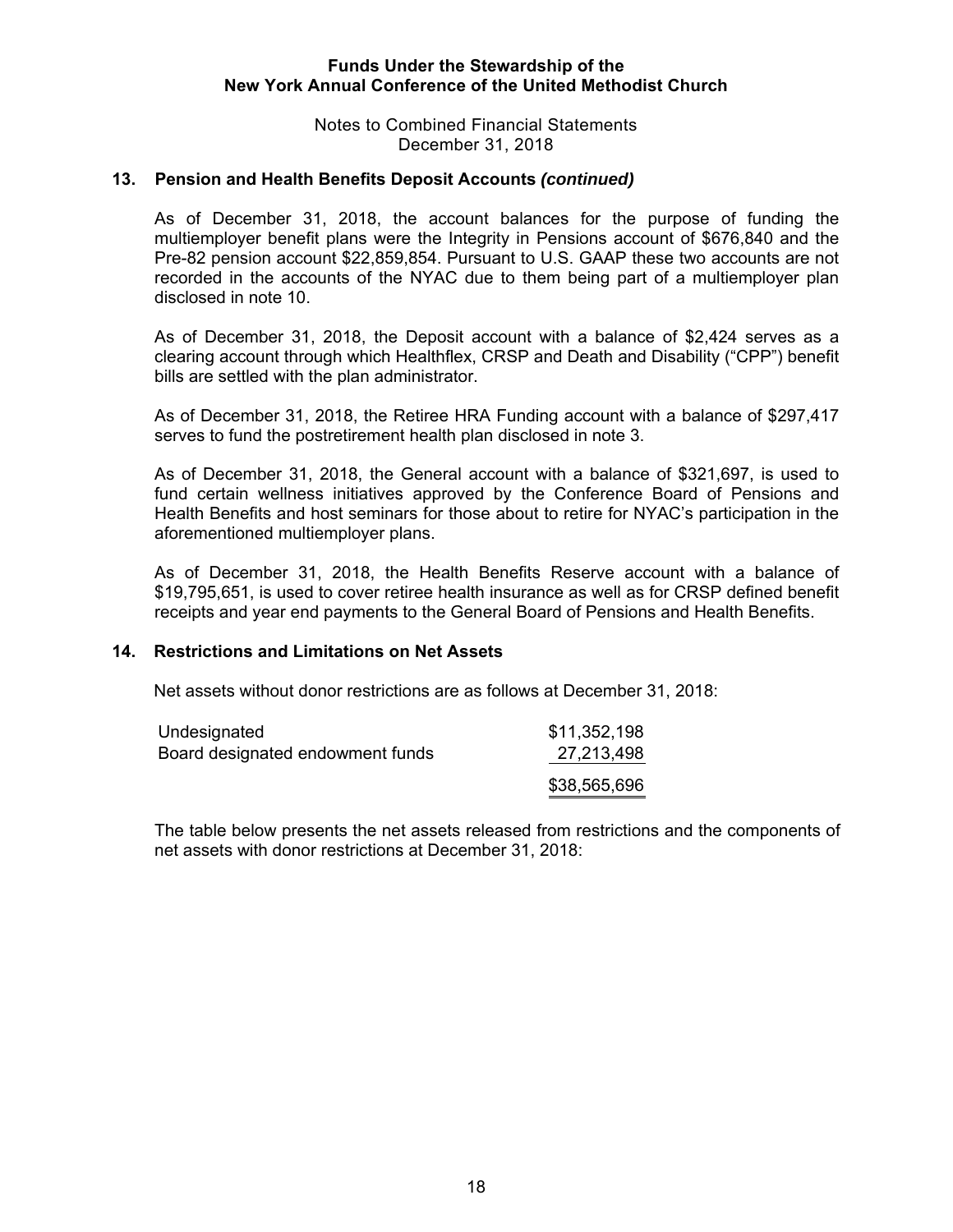## 13. Pension and Health Benefits Deposit Accounts *(continued)*

As of December 31, 2018, the account balances for the purpose of funding the multiemployer benefit plans were the Integrity in Pensions account of $676,840 and the Pre-82 pension account $22,859,854. Pursuant to U.S. GAAP these two accounts are not recorded in the accounts of the NYAC due to them being part of a multiemployer plan disclosed in note 10.

As of December 31, 2018, the Deposit account with a balance of $2,424 serves as a clearing account through which Healthflex, CRSP and Death and Disability ("CPP") benefit bills are settled with the plan administrator.

As of December 31, 2018, the Retiree HRA Funding account with a balance of $297,417 serves to fund the postretirement health plan disclosed in note 3.

As of December 31, 2018, the General account with a balance of $321,697, is used to fund certain wellness initiatives approved by the Conference Board of Pensions and Health Benefits and host seminars for those about to retire for NYAC's participation in the aforementioned multiemployer plans.

As of December 31, 2018, the Health Benefits Reserve account with a balance of $19,795,651, is used to cover retiree health insurance as well as for CRSP defined benefit receipts and year end payments to the General Board of Pensions and Health Benefits.

## 14. Restrictions and Limitations on Net Assets

Net assets without donor restrictions are as follows at December 31, 2018:

| | |
|---|---|
| Undesignated | $11,352,198 |
| Board designated endowment funds | 27,213,498 |
| | $38,565,696 |

The table below presents the net assets released from restrictions and the components of net assets with donor restrictions at December 31, 2018: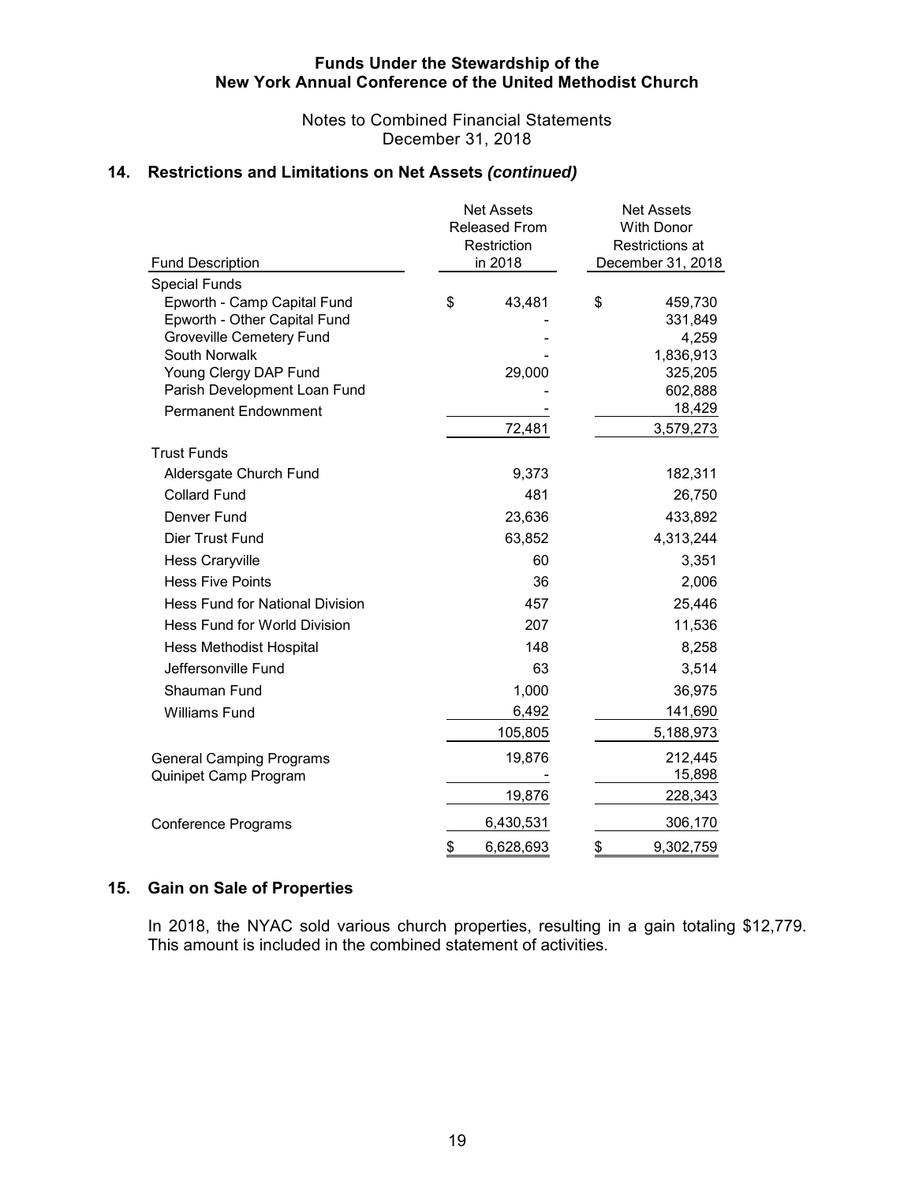# Funds Under the Stewardship of the New York Annual Conference of the United Methodist Church

Notes to Combined Financial Statements
December 31, 2018

## 14. Restrictions and Limitations on Net Assets *(continued)*

| Fund Description | Net Assets Released From Restriction in 2018 | Net Assets With Donor Restrictions at December 31, 2018 |
|---|---|---|
| Special Funds | | |
| Epworth - Camp Capital Fund | $ 43,481 | $ 459,730 |
| Epworth - Other Capital Fund | - | 331,849 |
| Groveville Cemetery Fund | - | 4,259 |
| South Norwalk | - | 1,836,913 |
| Young Clergy DAP Fund | 29,000 | 325,205 |
| Parish Development Loan Fund | - | 602,888 |
| Permanent Endownment | - | 18,429 |
| | 72,481 | 3,579,273 |
| Trust Funds | | |
| Aldersgate Church Fund | 9,373 | 182,311 |
| Collard Fund | 481 | 26,750 |
| Denver Fund | 23,636 | 433,892 |
| Dier Trust Fund | 63,852 | 4,313,244 |
| Hess Craryville | 60 | 3,351 |
| Hess Five Points | 36 | 2,006 |
| Hess Fund for National Division | 457 | 25,446 |
| Hess Fund for World Division | 207 | 11,536 |
| Hess Methodist Hospital | 148 | 8,258 |
| Jeffersonville Fund | 63 | 3,514 |
| Shauman Fund | 1,000 | 36,975 |
| Williams Fund | 6,492 | 141,690 |
| | 105,805 | 5,188,973 |
| General Camping Programs | 19,876 | 212,445 |
| Quinipet Camp Program | - | 15,898 |
| | 19,876 | 228,343 |
| Conference Programs | 6,430,531 | 306,170 |
| | $ 6,628,693 | $ 9,302,759 |

## 15. Gain on Sale of Properties

In 2018, the NYAC sold various church properties, resulting in a gain totaling $12,779. This amount is included in the combined statement of activities.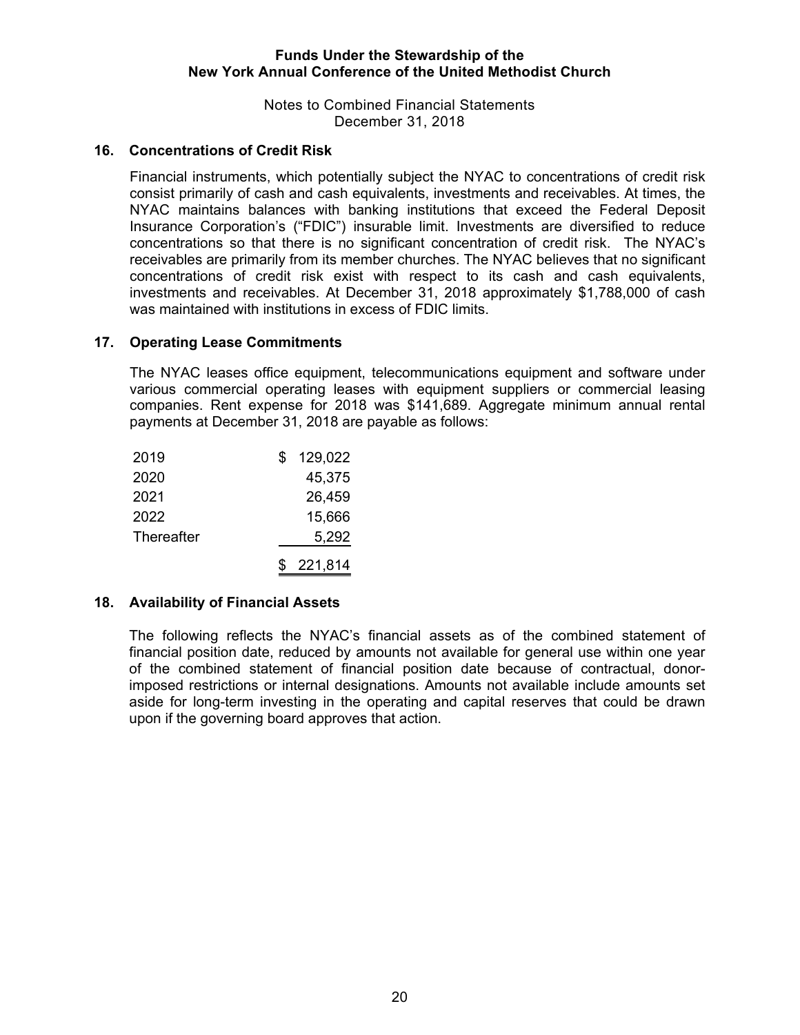**Funds Under the Stewardship of the New York Annual Conference of the United Methodist Church**

Notes to Combined Financial Statements
December 31, 2018

## 16. Concentrations of Credit Risk

Financial instruments, which potentially subject the NYAC to concentrations of credit risk consist primarily of cash and cash equivalents, investments and receivables. At times, the NYAC maintains balances with banking institutions that exceed the Federal Deposit Insurance Corporation's ("FDIC") insurable limit. Investments are diversified to reduce concentrations so that there is no significant concentration of credit risk. The NYAC's receivables are primarily from its member churches. The NYAC believes that no significant concentrations of credit risk exist with respect to its cash and cash equivalents, investments and receivables. At December 31, 2018 approximately $1,788,000 of cash was maintained with institutions in excess of FDIC limits.

## 17. Operating Lease Commitments

The NYAC leases office equipment, telecommunications equipment and software under various commercial operating leases with equipment suppliers or commercial leasing companies. Rent expense for 2018 was $141,689. Aggregate minimum annual rental payments at December 31, 2018 are payable as follows:

| | |
|---|---|
| 2019 | $ 129,022 |
| 2020 | 45,375 |
| 2021 | 26,459 |
| 2022 | 15,666 |
| Thereafter | 5,292 |
| | $ 221,814 |

## 18. Availability of Financial Assets

The following reflects the NYAC's financial assets as of the combined statement of financial position date, reduced by amounts not available for general use within one year of the combined statement of financial position date because of contractual, donor-imposed restrictions or internal designations. Amounts not available include amounts set aside for long-term investing in the operating and capital reserves that could be drawn upon if the governing board approves that action.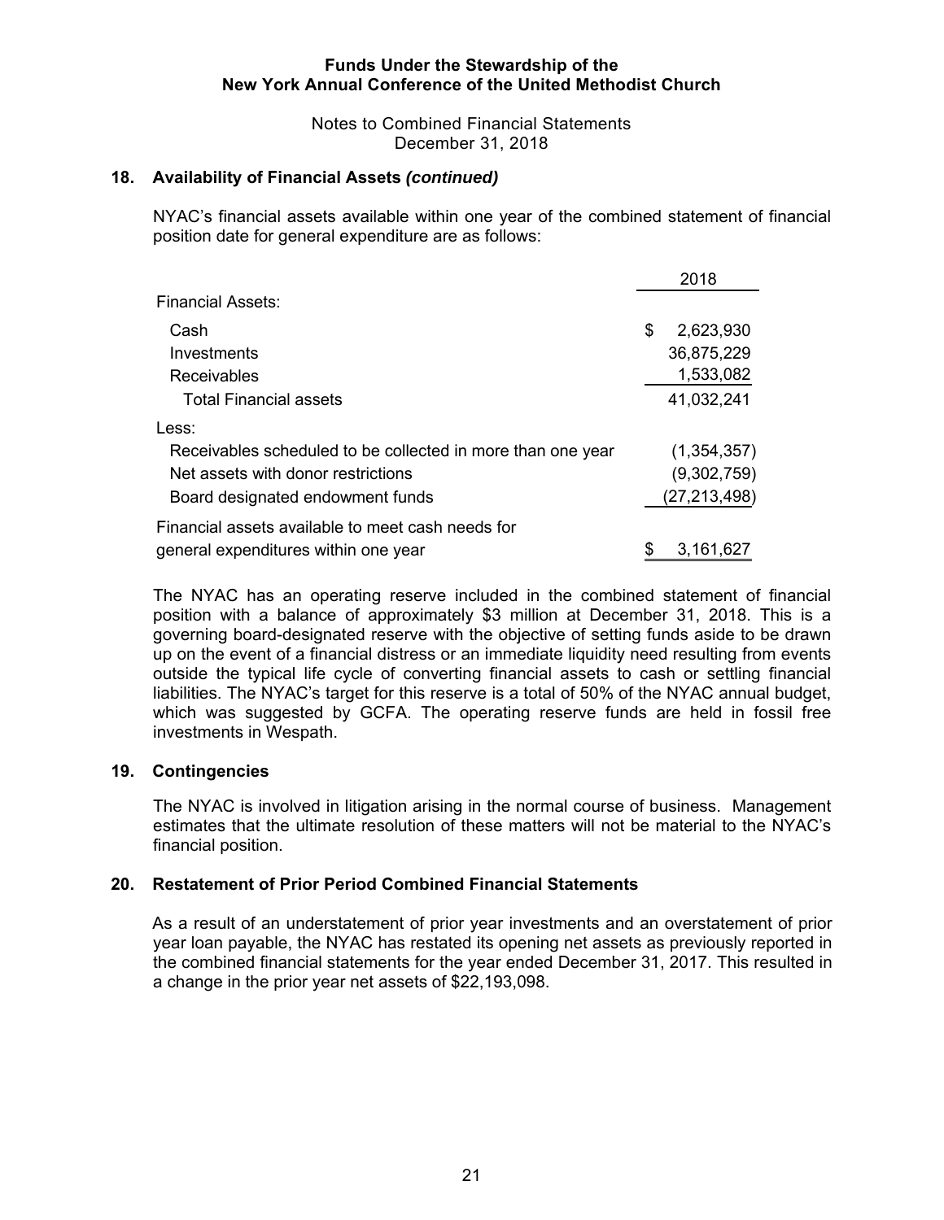## 18. Availability of Financial Assets *(continued)*

NYAC's financial assets available within one year of the combined statement of financial position date for general expenditure are as follows:

| | 2018 |
|---|---|
| Financial Assets: | |
| Cash | $ 2,623,930 |
| Investments | 36,875,229 |
| Receivables | 1,533,082 |
| Total Financial assets | 41,032,241 |
| Less: | |
| Receivables scheduled to be collected in more than one year | (1,354,357) |
| Net assets with donor restrictions | (9,302,759) |
| Board designated endowment funds | (27,213,498) |
| Financial assets available to meet cash needs for general expenditures within one year | $ 3,161,627 |

The NYAC has an operating reserve included in the combined statement of financial position with a balance of approximately $3 million at December 31, 2018. This is a governing board-designated reserve with the objective of setting funds aside to be drawn up on the event of a financial distress or an immediate liquidity need resulting from events outside the typical life cycle of converting financial assets to cash or settling financial liabilities. The NYAC's target for this reserve is a total of 50% of the NYAC annual budget, which was suggested by GCFA. The operating reserve funds are held in fossil free investments in Wespath.

## 19. Contingencies

The NYAC is involved in litigation arising in the normal course of business. Management estimates that the ultimate resolution of these matters will not be material to the NYAC's financial position.

## 20. Restatement of Prior Period Combined Financial Statements

As a result of an understatement of prior year investments and an overstatement of prior year loan payable, the NYAC has restated its opening net assets as previously reported in the combined financial statements for the year ended December 31, 2017. This resulted in a change in the prior year net assets of $22,193,098.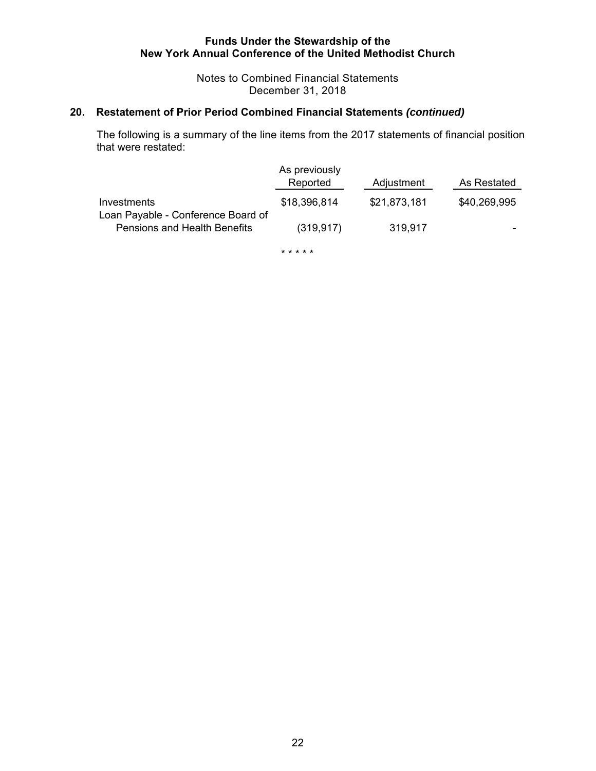## 20. Restatement of Prior Period Combined Financial Statements *(continued)*

The following is a summary of the line items from the 2017 statements of financial position that were restated:

| | As previously Reported | Adjustment | As Restated |
|---|---|---|---|
| Investments | $18,396,814 | $21,873,181 | $40,269,995 |
| Loan Payable - Conference Board of Pensions and Health Benefits | (319,917) | 319,917 | - |

* * * * *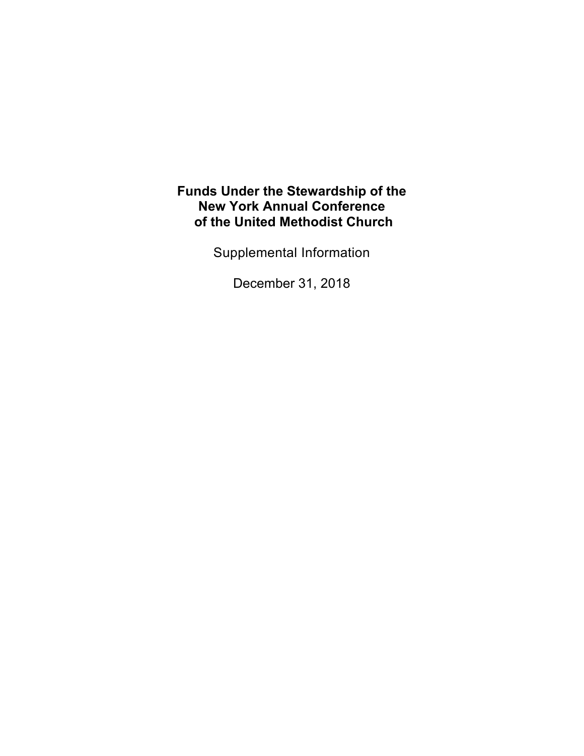# Funds Under the Stewardship of the New York Annual Conference of the United Methodist Church

Supplemental Information

December 31, 2018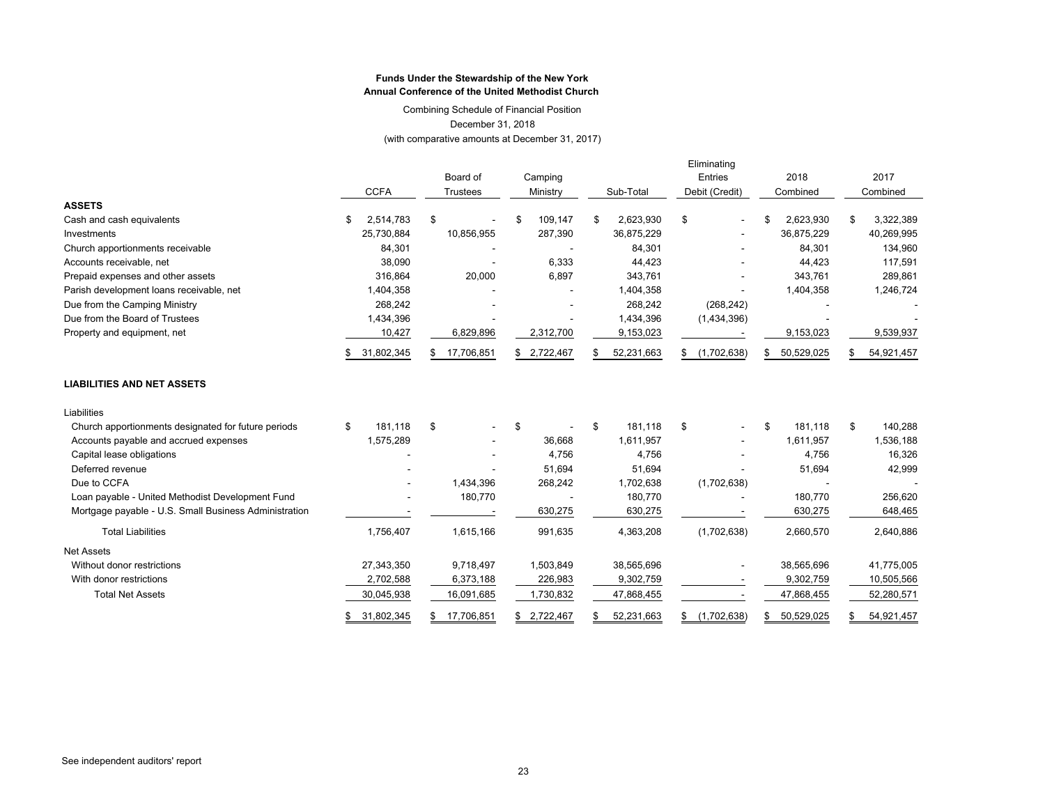**Funds Under the Stewardship of the New York Annual Conference of the United Methodist Church**

Combining Schedule of Financial Position

December 31, 2018

(with comparative amounts at December 31, 2017)

| | CCFA | Board of Trustees | Camping Ministry | Sub-Total | Eliminating Entries Debit (Credit) | 2018 Combined | 2017 Combined |
|---|---|---|---|---|---|---|---|
| **ASSETS** | | | | | | | |
| Cash and cash equivalents | $ 2,514,783 | $ - | $ 109,147 | $ 2,623,930 | $ - | $ 2,623,930 | $ 3,322,389 |
| Investments | 25,730,884 | 10,856,955 | 287,390 | 36,875,229 | - | 36,875,229 | 40,269,995 |
| Church apportionments receivable | 84,301 | - | - | 84,301 | - | 84,301 | 134,960 |
| Accounts receivable, net | 38,090 | - | 6,333 | 44,423 | - | 44,423 | 117,591 |
| Prepaid expenses and other assets | 316,864 | 20,000 | 6,897 | 343,761 | - | 343,761 | 289,861 |
| Parish development loans receivable, net | 1,404,358 | - | - | 1,404,358 | - | 1,404,358 | 1,246,724 |
| Due from the Camping Ministry | 268,242 | - | - | 268,242 | (268,242) | - | - |
| Due from the Board of Trustees | 1,434,396 | - | - | 1,434,396 | (1,434,396) | - | - |
| Property and equipment, net | 10,427 | 6,829,896 | 2,312,700 | 9,153,023 | - | 9,153,023 | 9,539,937 |
| | $ 31,802,345 | $ 17,706,851 | $ 2,722,467 | $ 52,231,663 | $ (1,702,638) | $ 50,529,025 | $ 54,921,457 |
| **LIABILITIES AND NET ASSETS** | | | | | | | |
| Liabilities | | | | | | | |
| Church apportionments designated for future periods | $ 181,118 | $ - | $ - | $ 181,118 | $ - | $ 181,118 | $ 140,288 |
| Accounts payable and accrued expenses | 1,575,289 | - | 36,668 | 1,611,957 | - | 1,611,957 | 1,536,188 |
| Capital lease obligations | - | - | 4,756 | 4,756 | - | 4,756 | 16,326 |
| Deferred revenue | - | - | 51,694 | 51,694 | - | 51,694 | 42,999 |
| Due to CCFA | - | 1,434,396 | 268,242 | 1,702,638 | (1,702,638) | - | - |
| Loan payable - United Methodist Development Fund | - | 180,770 | - | 180,770 | - | 180,770 | 256,620 |
| Mortgage payable - U.S. Small Business Administration | - | - | 630,275 | 630,275 | - | 630,275 | 648,465 |
| Total Liabilities | 1,756,407 | 1,615,166 | 991,635 | 4,363,208 | (1,702,638) | 2,660,570 | 2,640,886 |
| Net Assets | | | | | | | |
| Without donor restrictions | 27,343,350 | 9,718,497 | 1,503,849 | 38,565,696 | - | 38,565,696 | 41,775,005 |
| With donor restrictions | 2,702,588 | 6,373,188 | 226,983 | 9,302,759 | - | 9,302,759 | 10,505,566 |
| Total Net Assets | 30,045,938 | 16,091,685 | 1,730,832 | 47,868,455 | - | 47,868,455 | 52,280,571 |
| | $ 31,802,345 | $ 17,706,851 | $ 2,722,467 | $ 52,231,663 | $ (1,702,638) | $ 50,529,025 | $ 54,921,457 |

See independent auditors' report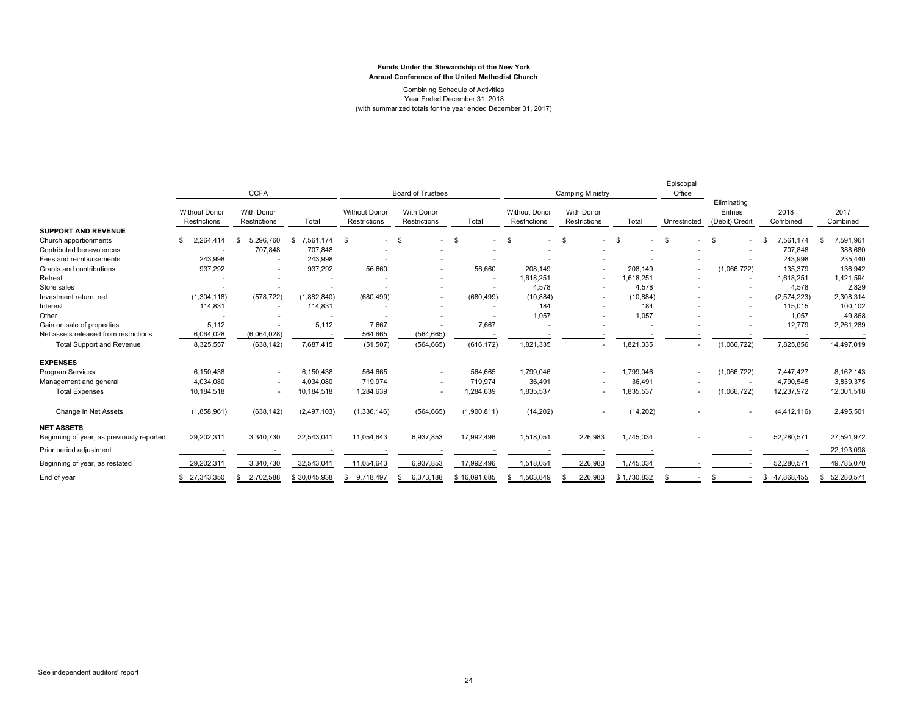**Funds Under the Stewardship of the New York Annual Conference of the United Methodist Church**

Combining Schedule of Activities
Year Ended December 31, 2018
(with summarized totals for the year ended December 31, 2017)

| | CCFA | | | Board of Trustees | | | Camping Ministry | | | Episcopal Office | | | |
|---|---|---|---|---|---|---|---|---|---|---|---|---|---|
| | Without Donor Restrictions | With Donor Restrictions | Total | Without Donor Restrictions | With Donor Restrictions | Total | Without Donor Restrictions | With Donor Restrictions | Total | Unrestricted | Eliminating Entries (Debit) Credit | 2018 Combined | 2017 Combined |
| **SUPPORT AND REVENUE** | | | | | | | | | | | | | |
| Church apportionments | $ 2,264,414 | $ 5,296,760 | $ 7,561,174 | $ - | $ - | $ - | $ - | $ - | $ - | $ - | $ - | $ 7,561,174 | $ 7,591,961 |
| Contributed benevolences | - | 707,848 | 707,848 | - | - | - | - | - | - | - | - | 707,848 | 388,680 |
| Fees and reimbursements | 243,998 | - | 243,998 | - | - | - | - | - | - | - | - | 243,998 | 235,440 |
| Grants and contributions | 937,292 | - | 937,292 | 56,660 | - | 56,660 | 208,149 | - | 208,149 | - | (1,066,722) | 135,379 | 136,942 |
| Retreat | - | - | - | - | - | - | 1,618,251 | - | 1,618,251 | - | - | 1,618,251 | 1,421,594 |
| Store sales | - | - | - | - | - | - | 4,578 | - | 4,578 | - | - | 4,578 | 2,829 |
| Investment return, net | (1,304,118) | (578,722) | (1,882,840) | (680,499) | - | (680,499) | (10,884) | - | (10,884) | - | - | (2,574,223) | 2,308,314 |
| Interest | 114,831 | - | 114,831 | - | - | - | 184 | - | 184 | - | - | 115,015 | 100,102 |
| Other | - | - | - | - | - | - | 1,057 | - | 1,057 | - | - | 1,057 | 49,868 |
| Gain on sale of properties | 5,112 | - | 5,112 | 7,667 | - | 7,667 | - | - | - | - | - | 12,779 | 2,261,289 |
| Net assets released from restrictions | 6,064,028 | (6,064,028) | - | 564,665 | (564,665) | - | - | - | - | - | - | - | - |
| Total Support and Revenue | 8,325,557 | (638,142) | 7,687,415 | (51,507) | (564,665) | (616,172) | 1,821,335 | - | 1,821,335 | - | (1,066,722) | 7,825,856 | 14,497,019 |
| **EXPENSES** | | | | | | | | | | | | | |
| Program Services | 6,150,438 | - | 6,150,438 | 564,665 | - | 564,665 | 1,799,046 | - | 1,799,046 | - | (1,066,722) | 7,447,427 | 8,162,143 |
| Management and general | 4,034,080 | - | 4,034,080 | 719,974 | - | 719,974 | 36,491 | - | 36,491 | - | - | 4,790,545 | 3,839,375 |
| Total Expenses | 10,184,518 | - | 10,184,518 | 1,284,639 | - | 1,284,639 | 1,835,537 | - | 1,835,537 | - | (1,066,722) | 12,237,972 | 12,001,518 |
| Change in Net Assets | (1,858,961) | (638,142) | (2,497,103) | (1,336,146) | (564,665) | (1,900,811) | (14,202) | - | (14,202) | - | - | (4,412,116) | 2,495,501 |
| **NET ASSETS** | | | | | | | | | | | | | |
| Beginning of year, as previously reported | 29,202,311 | 3,340,730 | 32,543,041 | 11,054,643 | 6,937,853 | 17,992,496 | 1,518,051 | 226,983 | 1,745,034 | - | - | 52,280,571 | 27,591,972 |
| Prior period adjustment | - | - | - | - | - | - | - | - | - | | - | - | 22,193,098 |
| Beginning of year, as restated | 29,202,311 | 3,340,730 | 32,543,041 | 11,054,643 | 6,937,853 | 17,992,496 | 1,518,051 | 226,983 | 1,745,034 | - | - | 52,280,571 | 49,785,070 |
| End of year | $ 27,343,350 | $ 2,702,588 | $ 30,045,938 | $ 9,718,497 | $ 6,373,188 | $ 16,091,685 | $ 1,503,849 | $ 226,983 | $ 1,730,832 | $ - | $ - | $ 47,868,455 | $ 52,280,571 |

See independent auditors' report